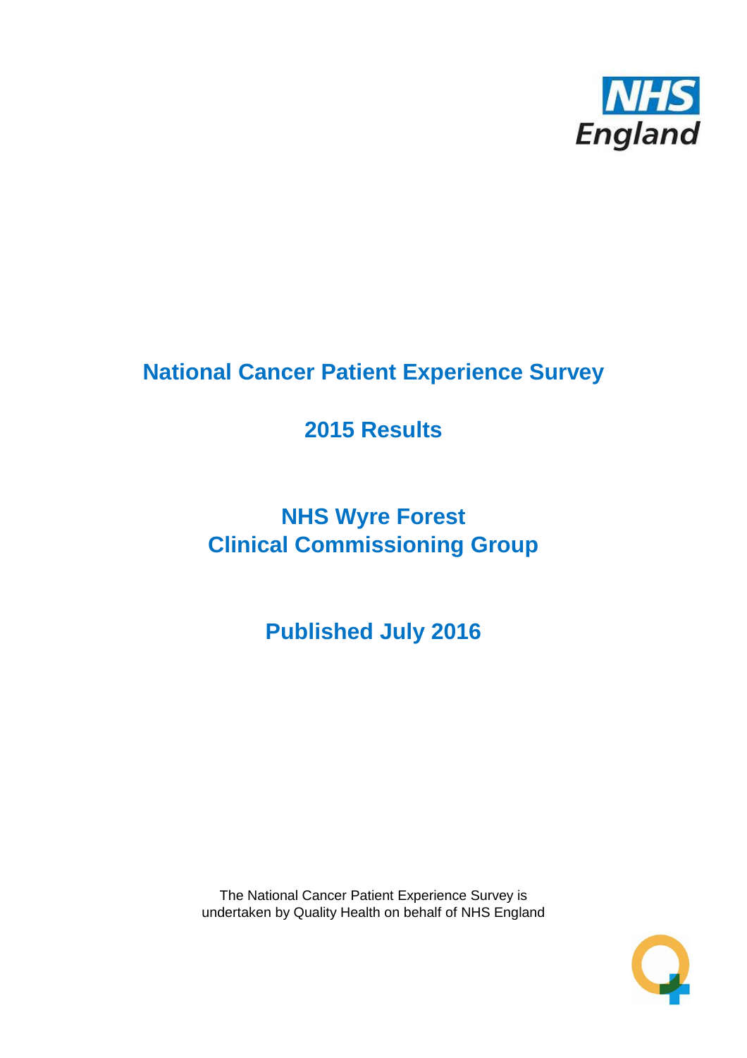NHS England

# National Cancer Patient Experience Survey

## 2015 Results

## NHS Wyre Forest Clinical Commissioning Group

## Published July 2016

The National Cancer Patient Experience Survey is undertaken by Quality Health on behalf of NHS England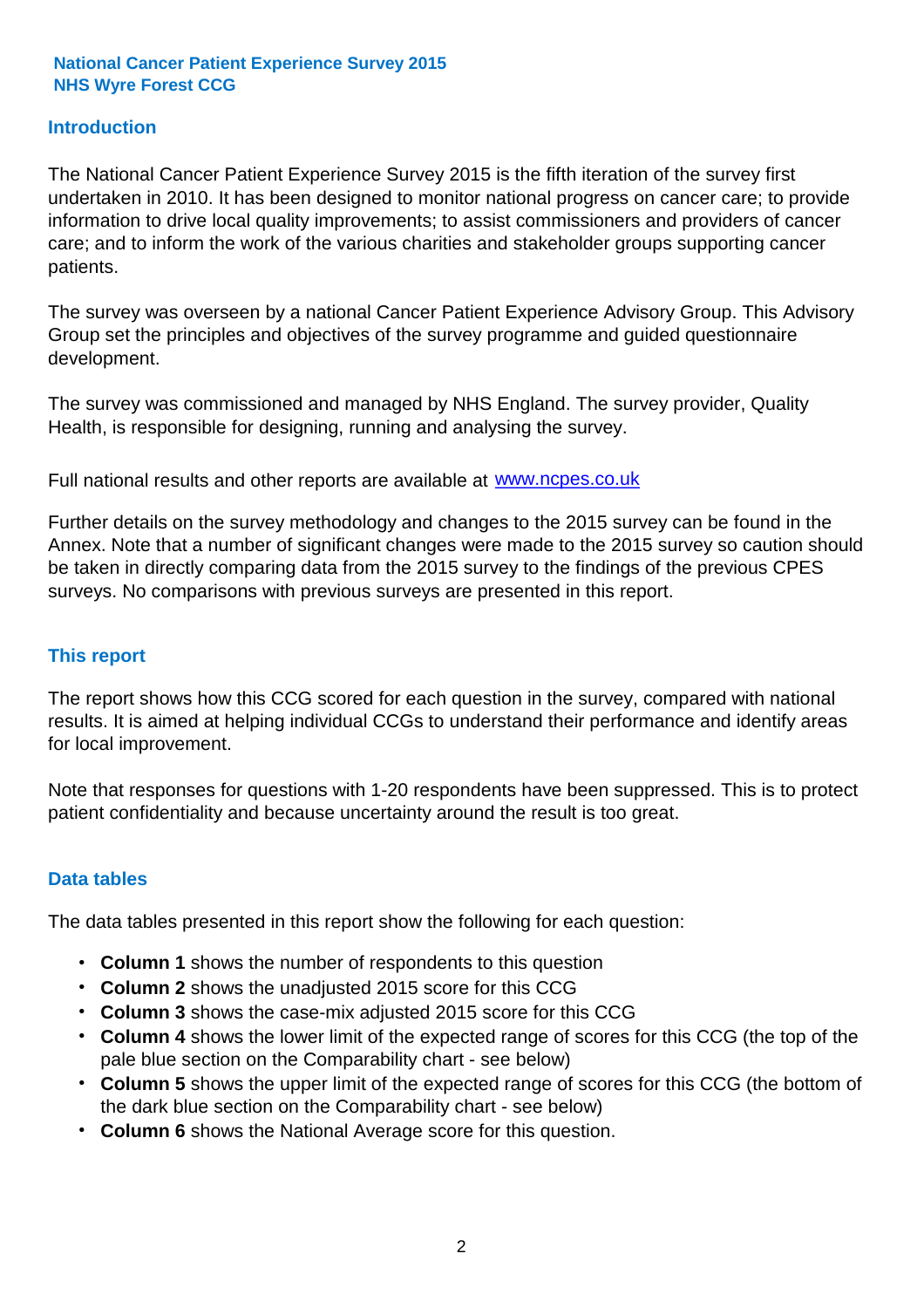**National Cancer Patient Experience Survey 2015**
**NHS Wyre Forest CCG**

## Introduction

The National Cancer Patient Experience Survey 2015 is the fifth iteration of the survey first undertaken in 2010. It has been designed to monitor national progress on cancer care; to provide information to drive local quality improvements; to assist commissioners and providers of cancer care; and to inform the work of the various charities and stakeholder groups supporting cancer patients.

The survey was overseen by a national Cancer Patient Experience Advisory Group. This Advisory Group set the principles and objectives of the survey programme and guided questionnaire development.

The survey was commissioned and managed by NHS England. The survey provider, Quality Health, is responsible for designing, running and analysing the survey.

Full national results and other reports are available at [www.ncpes.co.uk](http://www.ncpes.co.uk)

Further details on the survey methodology and changes to the 2015 survey can be found in the Annex. Note that a number of significant changes were made to the 2015 survey so caution should be taken in directly comparing data from the 2015 survey to the findings of the previous CPES surveys. No comparisons with previous surveys are presented in this report.

## This report

The report shows how this CCG scored for each question in the survey, compared with national results. It is aimed at helping individual CCGs to understand their performance and identify areas for local improvement.

Note that responses for questions with 1-20 respondents have been suppressed. This is to protect patient confidentiality and because uncertainty around the result is too great.

## Data tables

The data tables presented in this report show the following for each question:

- **Column 1** shows the number of respondents to this question
- **Column 2** shows the unadjusted 2015 score for this CCG
- **Column 3** shows the case-mix adjusted 2015 score for this CCG
- **Column 4** shows the lower limit of the expected range of scores for this CCG (the top of the pale blue section on the Comparability chart - see below)
- **Column 5** shows the upper limit of the expected range of scores for this CCG (the bottom of the dark blue section on the Comparability chart - see below)
- **Column 6** shows the National Average score for this question.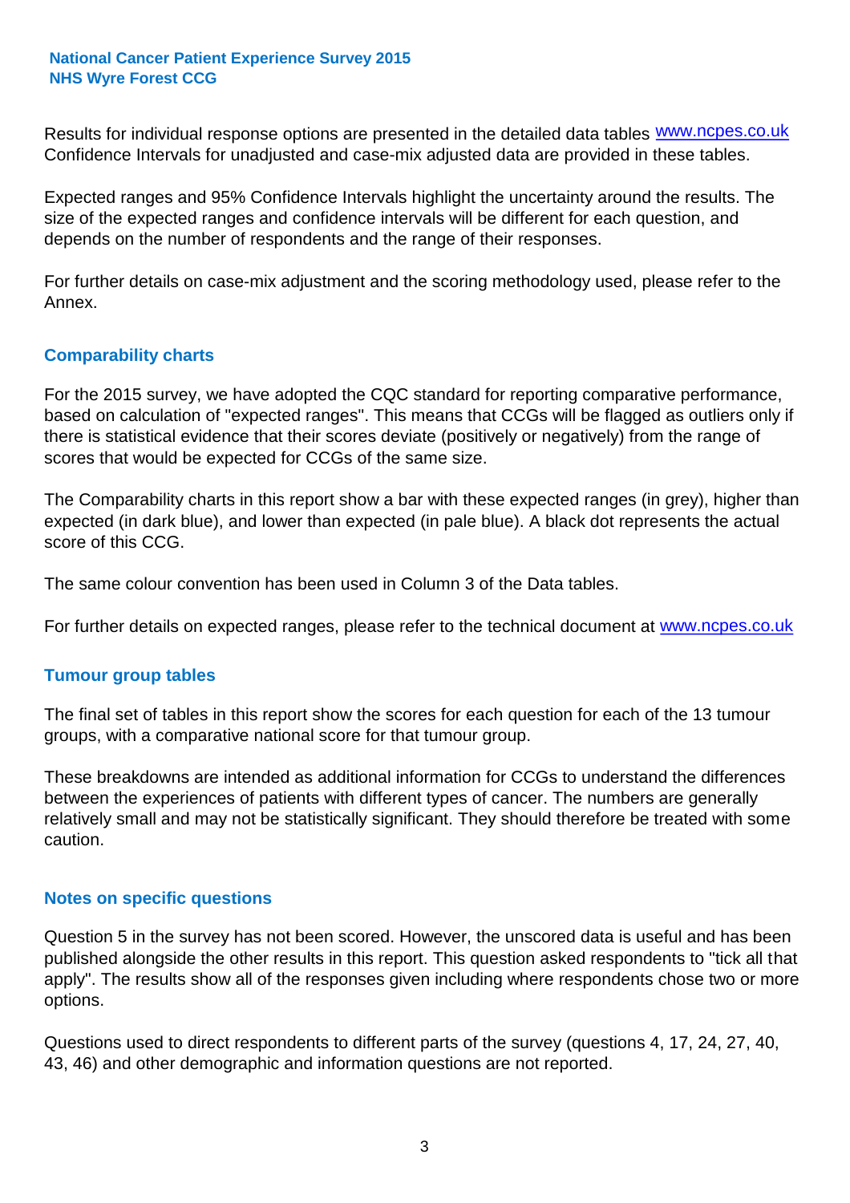Results for individual response options are presented in the detailed data tables www.ncpes.co.uk Confidence Intervals for unadjusted and case-mix adjusted data are provided in these tables.

Expected ranges and 95% Confidence Intervals highlight the uncertainty around the results. The size of the expected ranges and confidence intervals will be different for each question, and depends on the number of respondents and the range of their responses.

For further details on case-mix adjustment and the scoring methodology used, please refer to the Annex.

## Comparability charts

For the 2015 survey, we have adopted the CQC standard for reporting comparative performance, based on calculation of "expected ranges". This means that CCGs will be flagged as outliers only if there is statistical evidence that their scores deviate (positively or negatively) from the range of scores that would be expected for CCGs of the same size.

The Comparability charts in this report show a bar with these expected ranges (in grey), higher than expected (in dark blue), and lower than expected (in pale blue). A black dot represents the actual score of this CCG.

The same colour convention has been used in Column 3 of the Data tables.

For further details on expected ranges, please refer to the technical document at www.ncpes.co.uk

## Tumour group tables

The final set of tables in this report show the scores for each question for each of the 13 tumour groups, with a comparative national score for that tumour group.

These breakdowns are intended as additional information for CCGs to understand the differences between the experiences of patients with different types of cancer. The numbers are generally relatively small and may not be statistically significant. They should therefore be treated with some caution.

## Notes on specific questions

Question 5 in the survey has not been scored. However, the unscored data is useful and has been published alongside the other results in this report. This question asked respondents to "tick all that apply". The results show all of the responses given including where respondents chose two or more options.

Questions used to direct respondents to different parts of the survey (questions 4, 17, 24, 27, 40, 43, 46) and other demographic and information questions are not reported.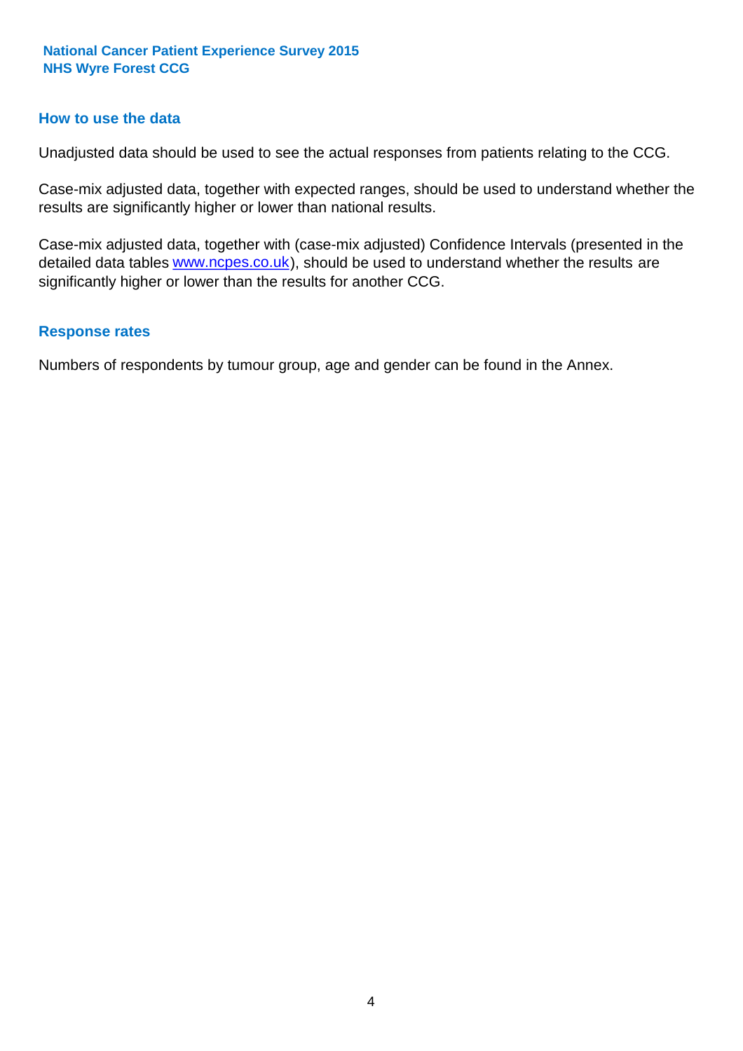## How to use the data

Unadjusted data should be used to see the actual responses from patients relating to the CCG.

Case-mix adjusted data, together with expected ranges, should be used to understand whether the results are significantly higher or lower than national results.

Case-mix adjusted data, together with (case-mix adjusted) Confidence Intervals (presented in the detailed data tables www.ncpes.co.uk), should be used to understand whether the results are significantly higher or lower than the results for another CCG.

## Response rates

Numbers of respondents by tumour group, age and gender can be found in the Annex.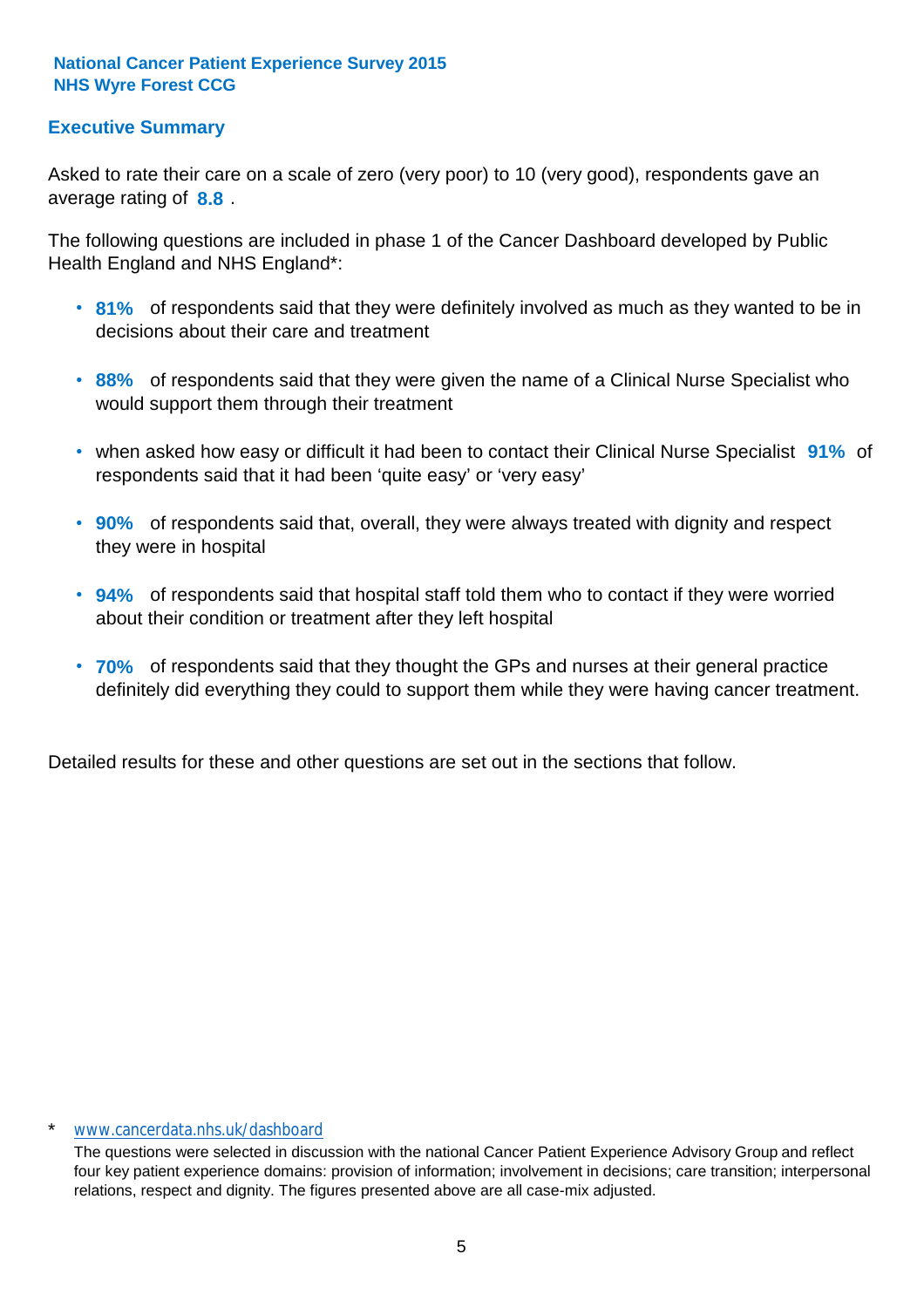**National Cancer Patient Experience Survey 2015**
**NHS Wyre Forest CCG**

## Executive Summary

Asked to rate their care on a scale of zero (very poor) to 10 (very good), respondents gave an average rating of **8.8** .

The following questions are included in phase 1 of the Cancer Dashboard developed by Public Health England and NHS England*:

- **81%** of respondents said that they were definitely involved as much as they wanted to be in decisions about their care and treatment
- **88%** of respondents said that they were given the name of a Clinical Nurse Specialist who would support them through their treatment
- when asked how easy or difficult it had been to contact their Clinical Nurse Specialist **91%** of respondents said that it had been 'quite easy' or 'very easy'
- **90%** of respondents said that, overall, they were always treated with dignity and respect they were in hospital
- **94%** of respondents said that hospital staff told them who to contact if they were worried about their condition or treatment after they left hospital
- **70%** of respondents said that they thought the GPs and nurses at their general practice definitely did everything they could to support them while they were having cancer treatment.

Detailed results for these and other questions are set out in the sections that follow.

\* www.cancerdata.nhs.uk/dashboard

The questions were selected in discussion with the national Cancer Patient Experience Advisory Group and reflect four key patient experience domains: provision of information; involvement in decisions; care transition; interpersonal relations, respect and dignity. The figures presented above are all case-mix adjusted.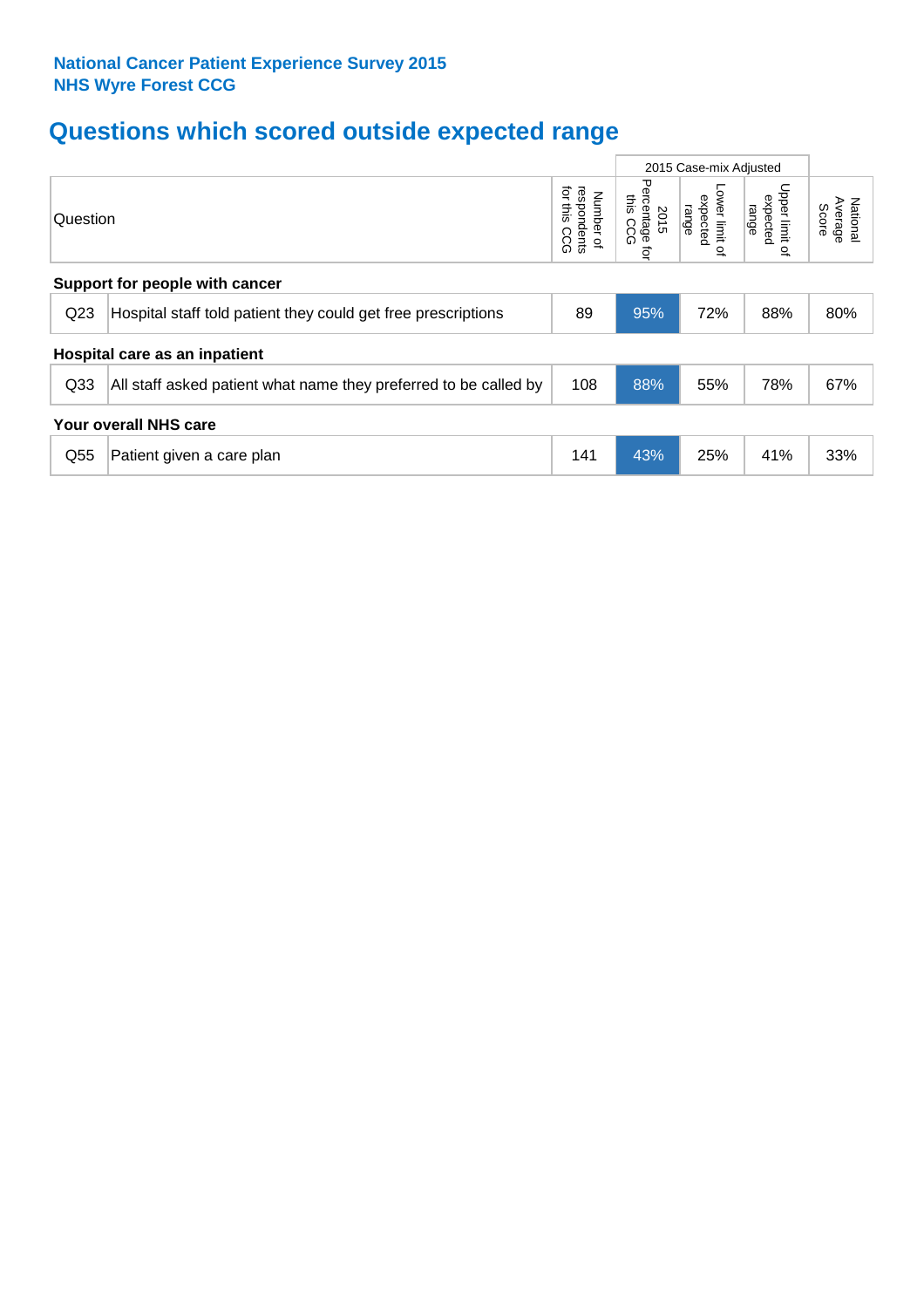**National Cancer Patient Experience Survey 2015**
**NHS Wyre Forest CCG**

# Questions which scored outside expected range

| | Question | Number of respondents for this CCG | 2015 Case-mix Adjusted | | | National Average Score |
|---|---|---|---|---|---|---|
| | | | 2015 Percentage for this CCG | Lower limit of expected range | Upper limit of expected range | |
| **Support for people with cancer** | | | | | | |
| Q23 | Hospital staff told patient they could get free prescriptions | 89 | 95% | 72% | 88% | 80% |
| **Hospital care as an inpatient** | | | | | | |
| Q33 | All staff asked patient what name they preferred to be called by | 108 | 88% | 55% | 78% | 67% |
| **Your overall NHS care** | | | | | | |
| Q55 | Patient given a care plan | 141 | 43% | 25% | 41% | 33% |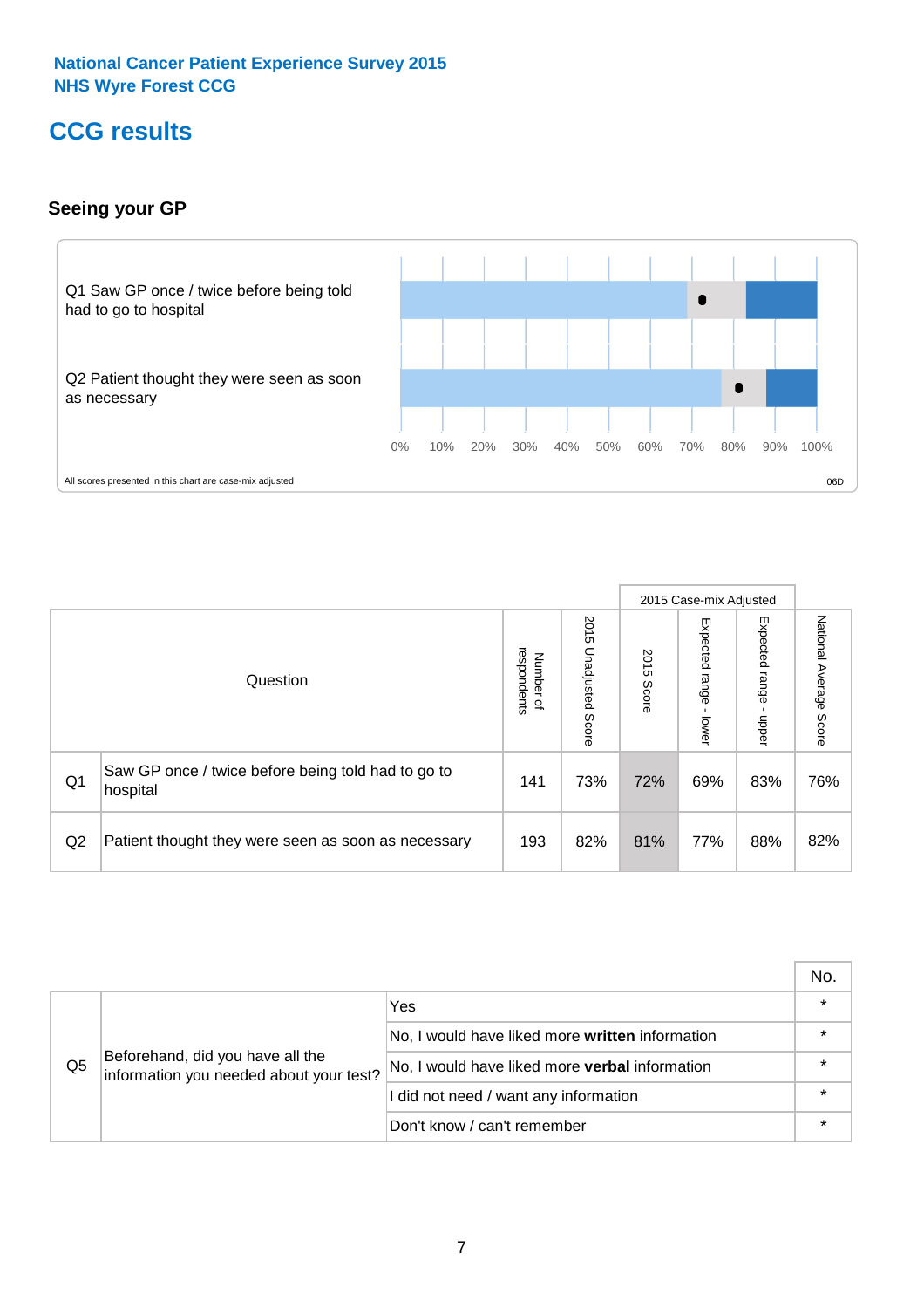**National Cancer Patient Experience Survey 2015**
**NHS Wyre Forest CCG**

# CCG results

### Seeing your GP

Q1 Saw GP once / twice before being told had to go to hospital

Q2 Patient thought they were seen as soon as necessary

0% 10% 20% 30% 40% 50% 60% 70% 80% 90% 100%

All scores presented in this chart are case-mix adjusted

06D

| | Question | Number of respondents | 2015 Unadjusted Score | 2015 Case-mix Adjusted: 2015 Score | 2015 Case-mix Adjusted: Expected range - lower | 2015 Case-mix Adjusted: Expected range - upper | National Average Score |
|---|---|---|---|---|---|---|---|
| Q1 | Saw GP once / twice before being told had to go to hospital | 141 | 73% | 72% | 69% | 83% | 76% |
| Q2 | Patient thought they were seen as soon as necessary | 193 | 82% | 81% | 77% | 88% | 82% |

| | | | No. |
|---|---|---|---|
| Q5 | Beforehand, did you have all the information you needed about your test? | Yes | * |
| | | No, I would have liked more **written** information | * |
| | | No, I would have liked more **verbal** information | * |
| | | I did not need / want any information | * |
| | | Don't know / can't remember | * |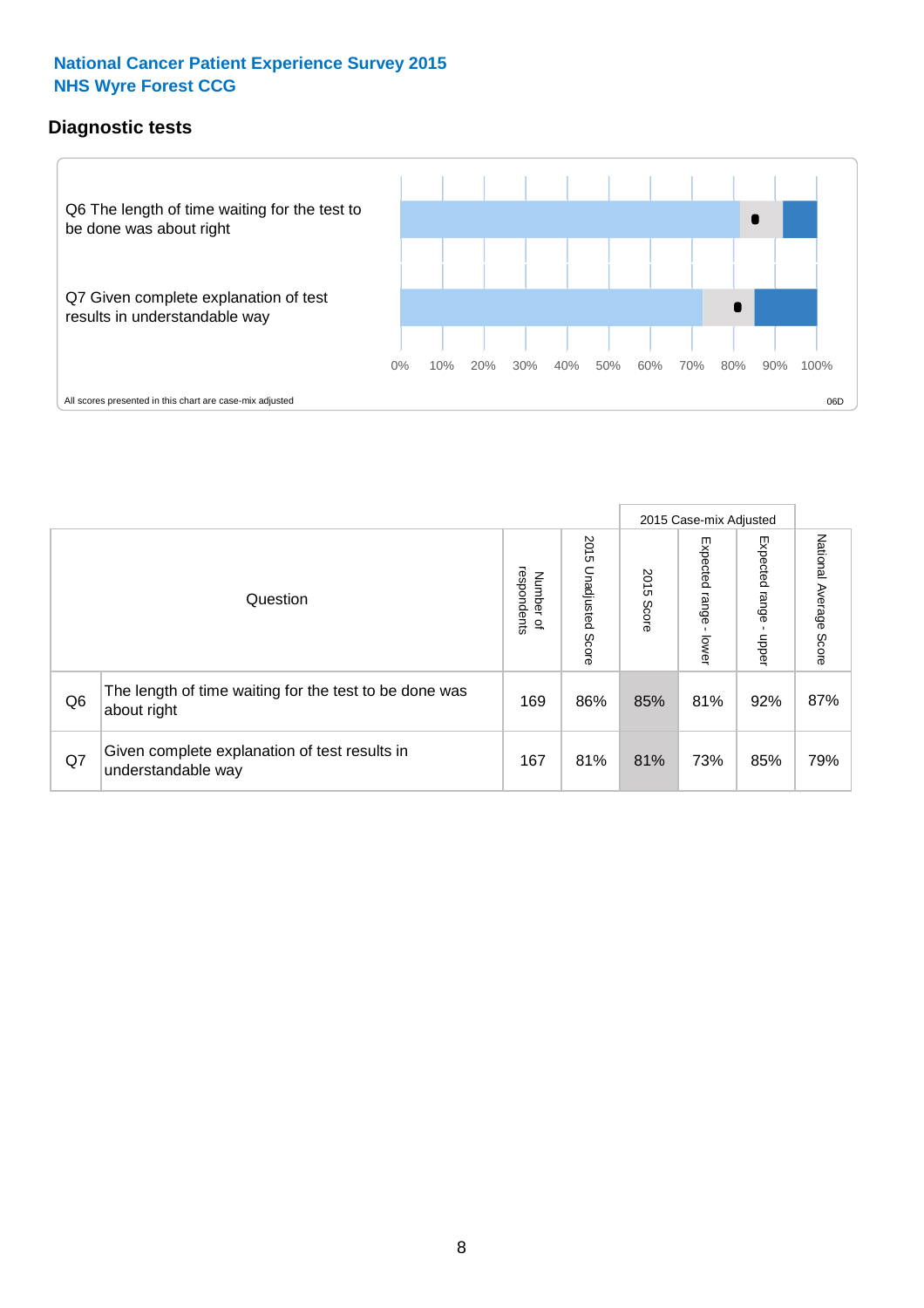National Cancer Patient Experience Survey 2015
NHS Wyre Forest CCG

## Diagnostic tests

Q6 The length of time waiting for the test to be done was about right

Q7 Given complete explanation of test results in understandable way

0% 10% 20% 30% 40% 50% 60% 70% 80% 90% 100%

All scores presented in this chart are case-mix adjusted

06D

| | Question | Number of respondents | 2015 Unadjusted Score | 2015 Case-mix Adjusted 2015 Score | 2015 Case-mix Adjusted Expected range - lower | 2015 Case-mix Adjusted Expected range - upper | National Average Score |
|---|---|---|---|---|---|---|---|
| Q6 | The length of time waiting for the test to be done was about right | 169 | 86% | 85% | 81% | 92% | 87% |
| Q7 | Given complete explanation of test results in understandable way | 167 | 81% | 81% | 73% | 85% | 79% |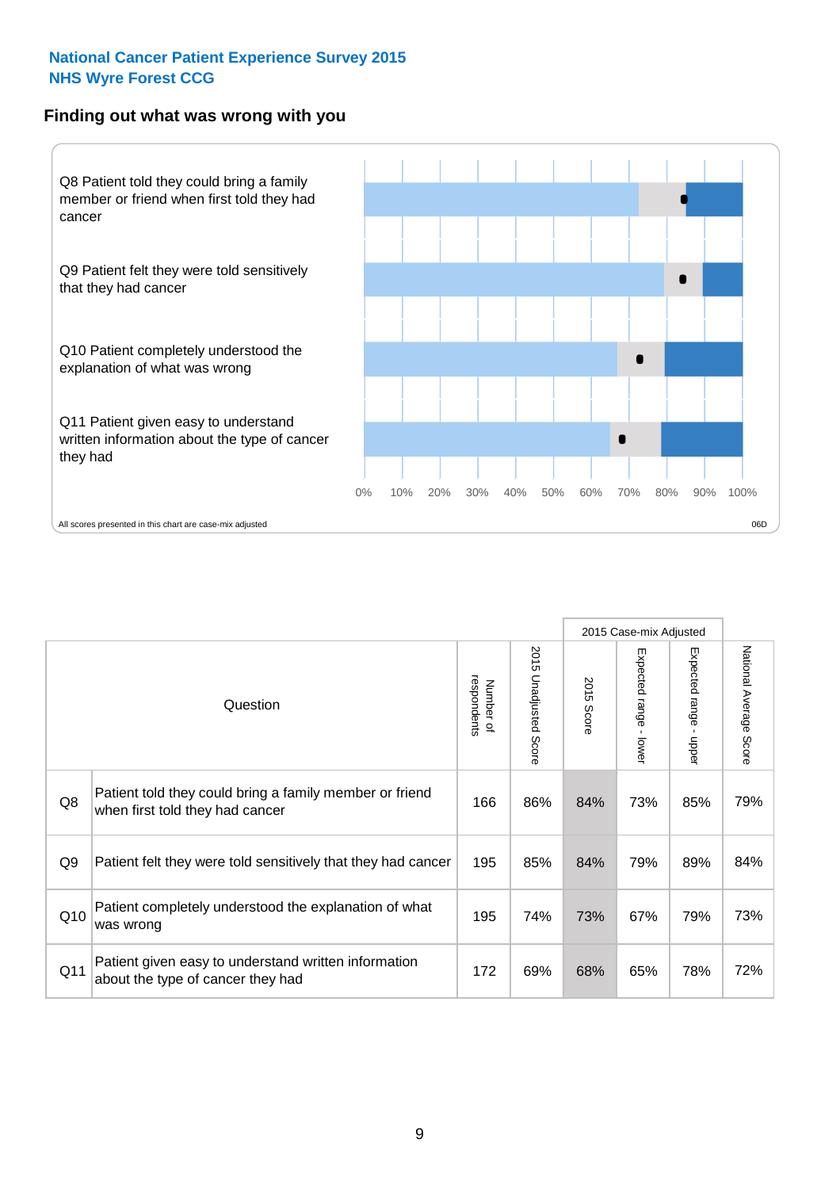**National Cancer Patient Experience Survey 2015**
**NHS Wyre Forest CCG**

## Finding out what was wrong with you

Q8 Patient told they could bring a family member or friend when first told they had cancer

Q9 Patient felt they were told sensitively that they had cancer

Q10 Patient completely understood the explanation of what was wrong

Q11 Patient given easy to understand written information about the type of cancer they had

0% 10% 20% 30% 40% 50% 60% 70% 80% 90% 100%

All scores presented in this chart are case-mix adjusted

06D

| | Question | Number of respondents | 2015 Unadjusted Score | 2015 Case-mix Adjusted: 2015 Score | 2015 Case-mix Adjusted: Expected range - lower | 2015 Case-mix Adjusted: Expected range - upper | National Average Score |
|---|---|---|---|---|---|---|---|
| Q8 | Patient told they could bring a family member or friend when first told they had cancer | 166 | 86% | 84% | 73% | 85% | 79% |
| Q9 | Patient felt they were told sensitively that they had cancer | 195 | 85% | 84% | 79% | 89% | 84% |
| Q10 | Patient completely understood the explanation of what was wrong | 195 | 74% | 73% | 67% | 79% | 73% |
| Q11 | Patient given easy to understand written information about the type of cancer they had | 172 | 69% | 68% | 65% | 78% | 72% |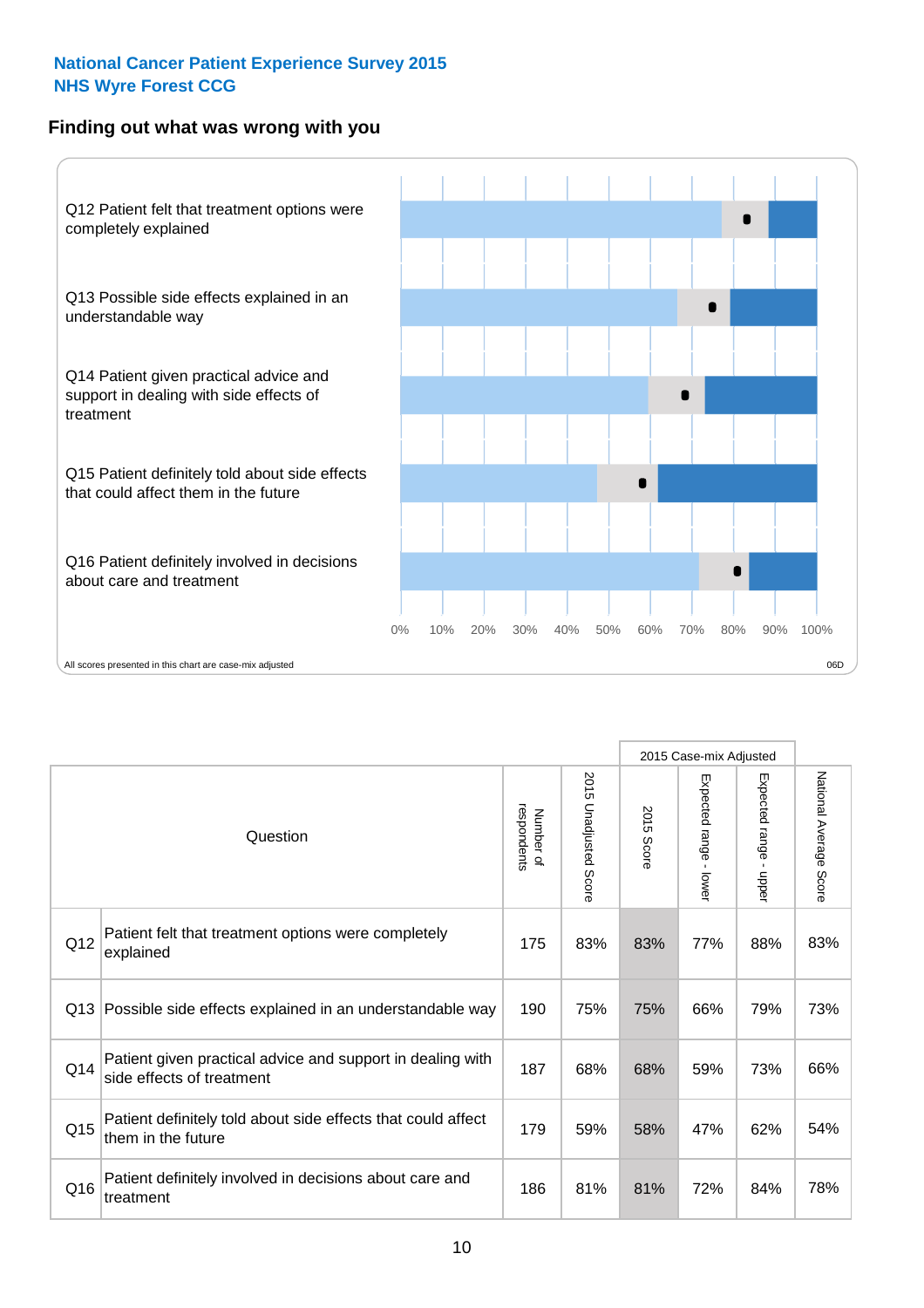## National Cancer Patient Experience Survey 2015
## NHS Wyre Forest CCG

### Finding out what was wrong with you

Q12 Patient felt that treatment options were completely explained

Q13 Possible side effects explained in an understandable way

Q14 Patient given practical advice and support in dealing with side effects of treatment

Q15 Patient definitely told about side effects that could affect them in the future

Q16 Patient definitely involved in decisions about care and treatment

0% 10% 20% 30% 40% 50% 60% 70% 80% 90% 100%

All scores presented in this chart are case-mix adjusted

06D

| | Question | Number of respondents | 2015 Unadjusted Score | 2015 Case-mix Adjusted: 2015 Score | 2015 Case-mix Adjusted: Expected range - lower | 2015 Case-mix Adjusted: Expected range - upper | National Average Score |
|---|---|---|---|---|---|---|---|
| Q12 | Patient felt that treatment options were completely explained | 175 | 83% | 83% | 77% | 88% | 83% |
| Q13 | Possible side effects explained in an understandable way | 190 | 75% | 75% | 66% | 79% | 73% |
| Q14 | Patient given practical advice and support in dealing with side effects of treatment | 187 | 68% | 68% | 59% | 73% | 66% |
| Q15 | Patient definitely told about side effects that could affect them in the future | 179 | 59% | 58% | 47% | 62% | 54% |
| Q16 | Patient definitely involved in decisions about care and treatment | 186 | 81% | 81% | 72% | 84% | 78% |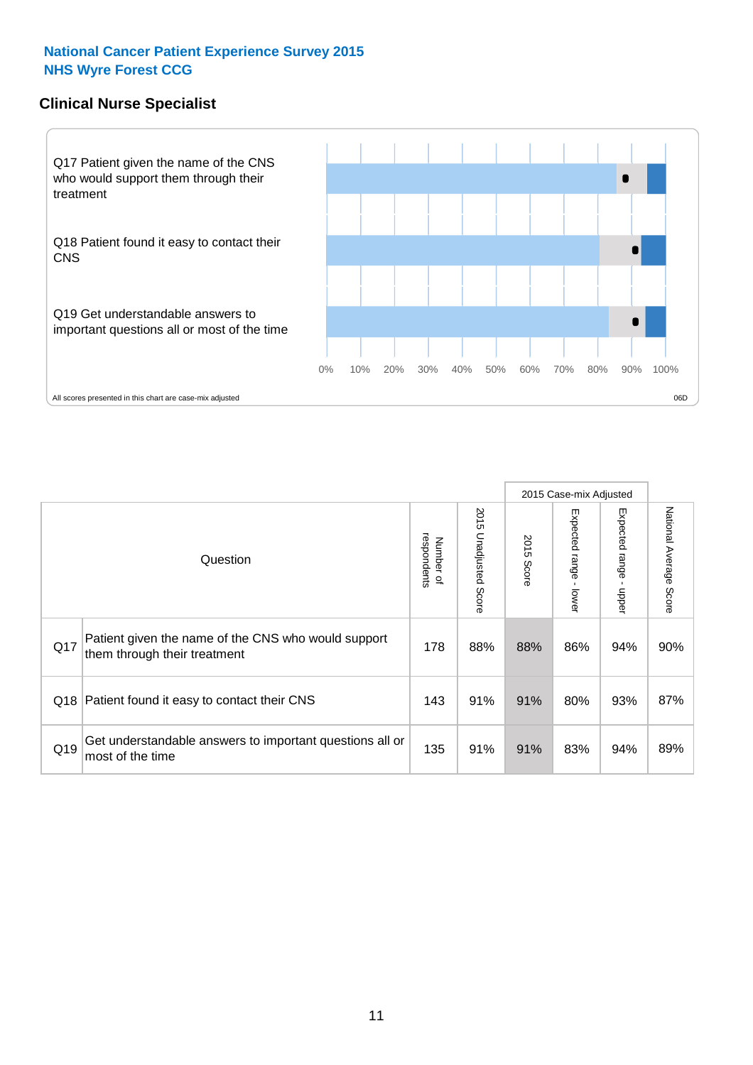# National Cancer Patient Experience Survey 2015
## NHS Wyre Forest CCG

### Clinical Nurse Specialist

Q17 Patient given the name of the CNS who would support them through their treatment

Q18 Patient found it easy to contact their CNS

Q19 Get understandable answers to important questions all or most of the time

0% 10% 20% 30% 40% 50% 60% 70% 80% 90% 100%

All scores presented in this chart are case-mix adjusted

06D

| | Question | Number of respondents | 2015 Unadjusted Score | 2015 Case-mix Adjusted: 2015 Score | 2015 Case-mix Adjusted: Expected range - lower | 2015 Case-mix Adjusted: Expected range - upper | National Average Score |
|---|---|---|---|---|---|---|---|
| Q17 | Patient given the name of the CNS who would support them through their treatment | 178 | 88% | 88% | 86% | 94% | 90% |
| Q18 | Patient found it easy to contact their CNS | 143 | 91% | 91% | 80% | 93% | 87% |
| Q19 | Get understandable answers to important questions all or most of the time | 135 | 91% | 91% | 83% | 94% | 89% |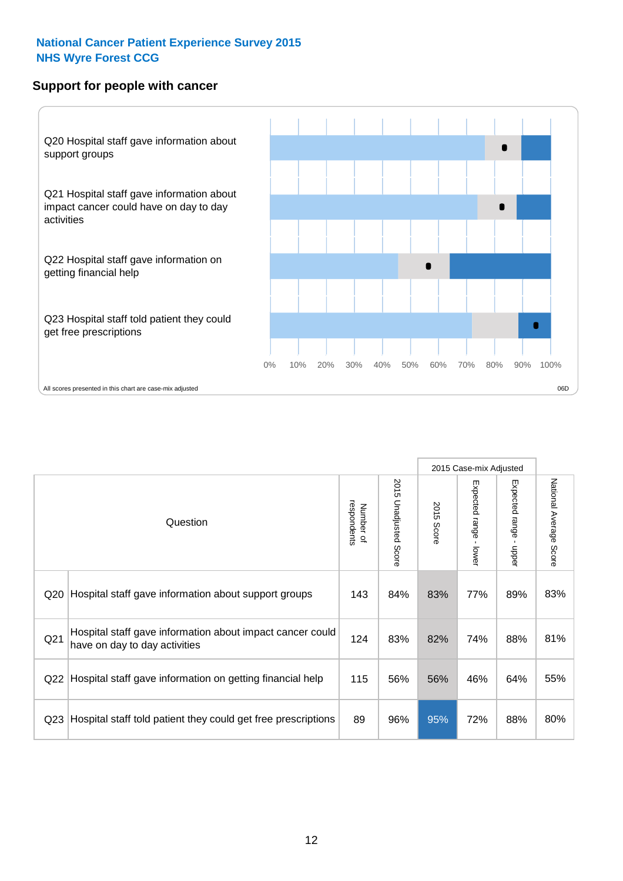**National Cancer Patient Experience Survey 2015**
**NHS Wyre Forest CCG**

## Support for people with cancer

Q20 Hospital staff gave information about support groups

Q21 Hospital staff gave information about impact cancer could have on day to day activities

Q22 Hospital staff gave information on getting financial help

Q23 Hospital staff told patient they could get free prescriptions

0% 10% 20% 30% 40% 50% 60% 70% 80% 90% 100%

All scores presented in this chart are case-mix adjusted

06D

| Question | | Number of respondents | 2015 Unadjusted Score | 2015 Case-mix Adjusted: 2015 Score | 2015 Case-mix Adjusted: Expected range - lower | 2015 Case-mix Adjusted: Expected range - upper | National Average Score |
|---|---|---|---|---|---|---|---|
| Q20 | Hospital staff gave information about support groups | 143 | 84% | 83% | 77% | 89% | 83% |
| Q21 | Hospital staff gave information about impact cancer could have on day to day activities | 124 | 83% | 82% | 74% | 88% | 81% |
| Q22 | Hospital staff gave information on getting financial help | 115 | 56% | 56% | 46% | 64% | 55% |
| Q23 | Hospital staff told patient they could get free prescriptions | 89 | 96% | 95% | 72% | 88% | 80% |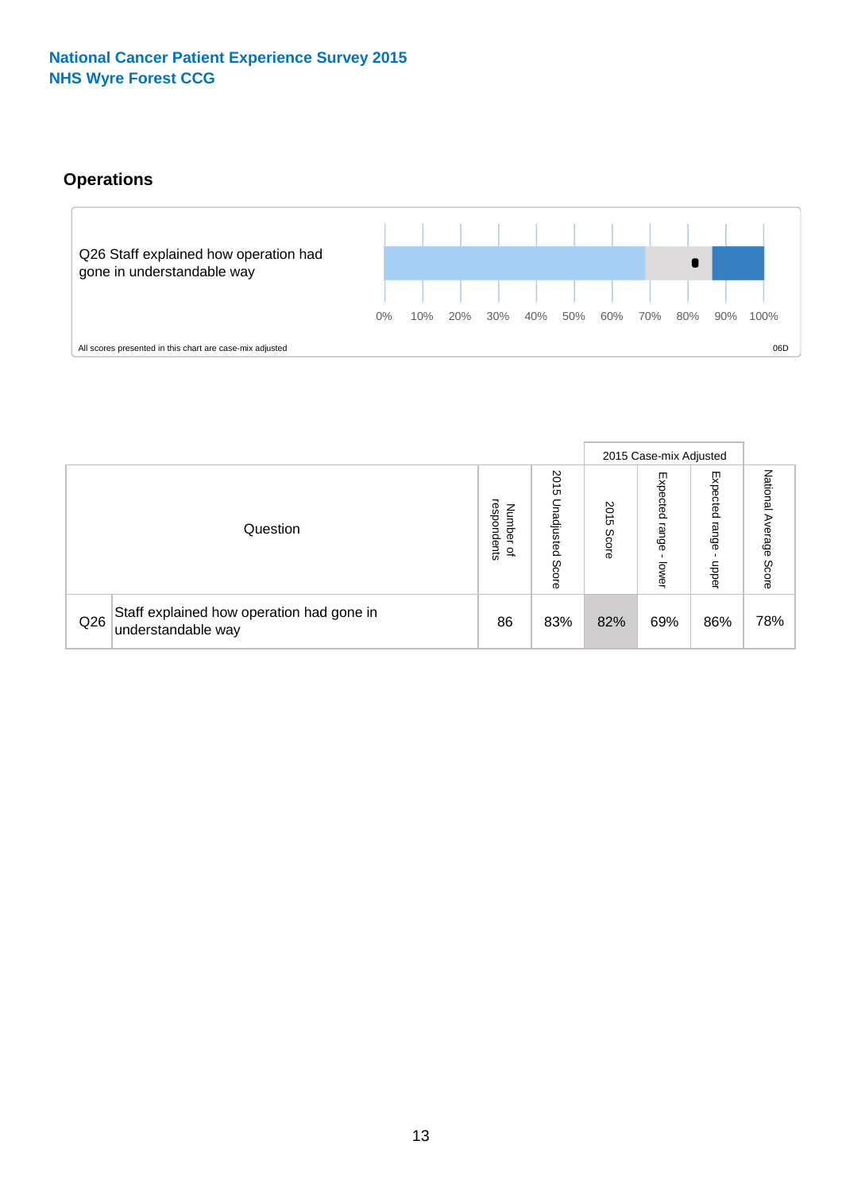National Cancer Patient Experience Survey 2015
NHS Wyre Forest CCG

## Operations

Q26 Staff explained how operation had gone in understandable way

0% 10% 20% 30% 40% 50% 60% 70% 80% 90% 100%

All scores presented in this chart are case-mix adjusted

06D

| Question | | Number of respondents | 2015 Unadjusted Score | 2015 Case-mix Adjusted | | | National Average Score |
|---|---|---|---|---|---|---|---|
| | | | | 2015 Score | Expected range - lower | Expected range - upper | |
| Q26 | Staff explained how operation had gone in understandable way | 86 | 83% | 82% | 69% | 86% | 78% |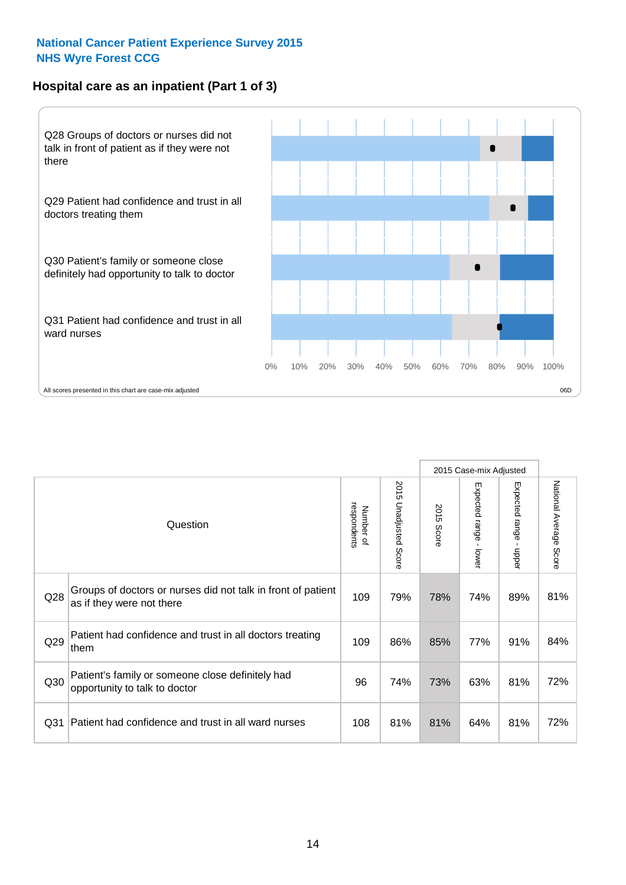**National Cancer Patient Experience Survey 2015**
**NHS Wyre Forest CCG**

## Hospital care as an inpatient (Part 1 of 3)

Q28 Groups of doctors or nurses did not talk in front of patient as if they were not there

Q29 Patient had confidence and trust in all doctors treating them

Q30 Patient's family or someone close definitely had opportunity to talk to doctor

Q31 Patient had confidence and trust in all ward nurses

0% 10% 20% 30% 40% 50% 60% 70% 80% 90% 100%

All scores presented in this chart are case-mix adjusted

06D

| | Question | Number of respondents | 2015 Unadjusted Score | 2015 Case-mix Adjusted | | | National Average Score |
|---|---|---|---|---|---|---|---|
| | | | | 2015 Score | Expected range - lower | Expected range - upper | |
| Q28 | Groups of doctors or nurses did not talk in front of patient as if they were not there | 109 | 79% | 78% | 74% | 89% | 81% |
| Q29 | Patient had confidence and trust in all doctors treating them | 109 | 86% | 85% | 77% | 91% | 84% |
| Q30 | Patient's family or someone close definitely had opportunity to talk to doctor | 96 | 74% | 73% | 63% | 81% | 72% |
| Q31 | Patient had confidence and trust in all ward nurses | 108 | 81% | 81% | 64% | 81% | 72% |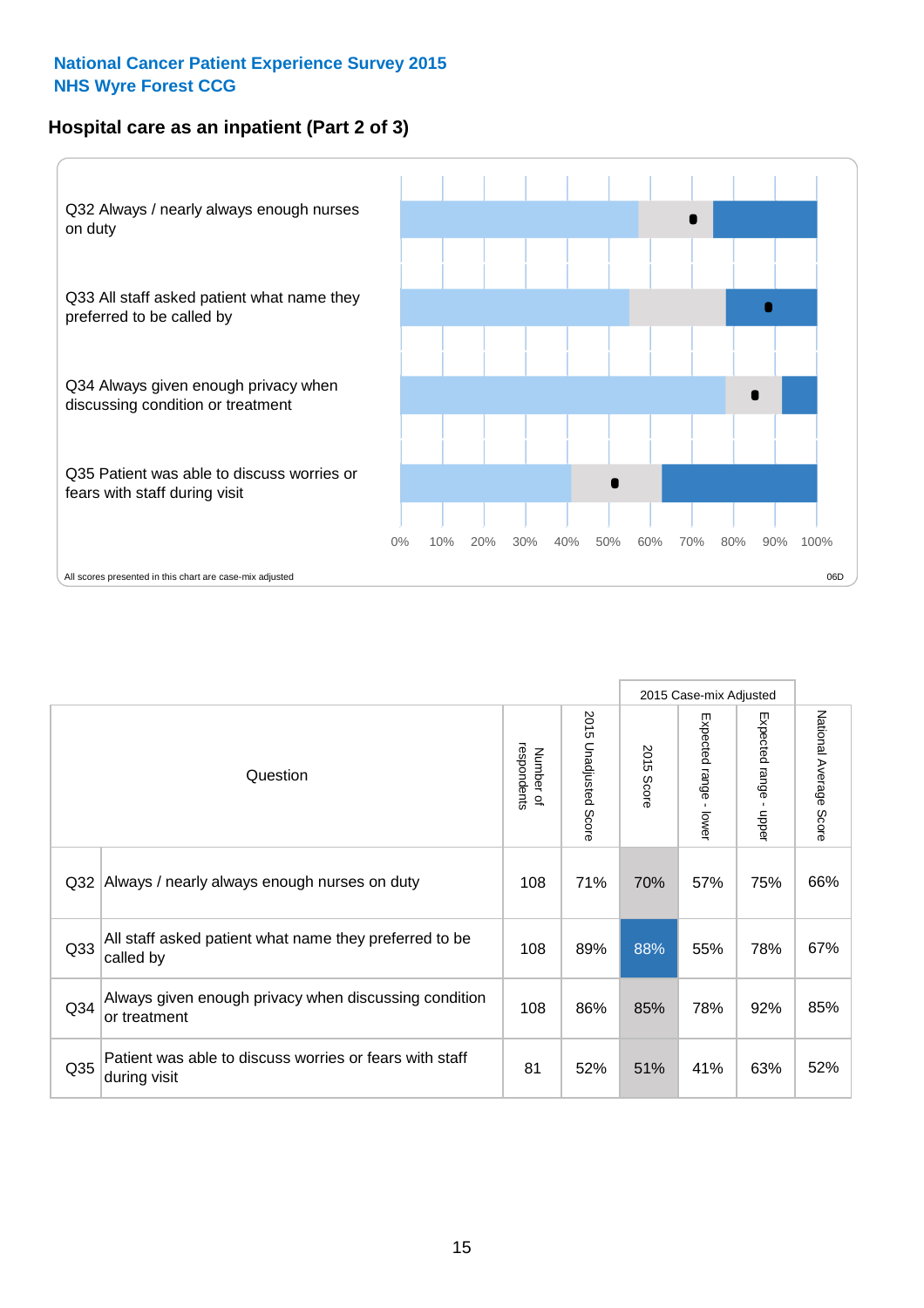**National Cancer Patient Experience Survey 2015**
**NHS Wyre Forest CCG**

## Hospital care as an inpatient (Part 2 of 3)

Q32 Always / nearly always enough nurses on duty

Q33 All staff asked patient what name they preferred to be called by

Q34 Always given enough privacy when discussing condition or treatment

Q35 Patient was able to discuss worries or fears with staff during visit

0% 10% 20% 30% 40% 50% 60% 70% 80% 90% 100%

All scores presented in this chart are case-mix adjusted

06D

| | Question | Number of respondents | 2015 Unadjusted Score | 2015 Case-mix Adjusted: 2015 Score | 2015 Case-mix Adjusted: Expected range - lower | 2015 Case-mix Adjusted: Expected range - upper | National Average Score |
|---|---|---|---|---|---|---|---|
| Q32 | Always / nearly always enough nurses on duty | 108 | 71% | 70% | 57% | 75% | 66% |
| Q33 | All staff asked patient what name they preferred to be called by | 108 | 89% | 88% | 55% | 78% | 67% |
| Q34 | Always given enough privacy when discussing condition or treatment | 108 | 86% | 85% | 78% | 92% | 85% |
| Q35 | Patient was able to discuss worries or fears with staff during visit | 81 | 52% | 51% | 41% | 63% | 52% |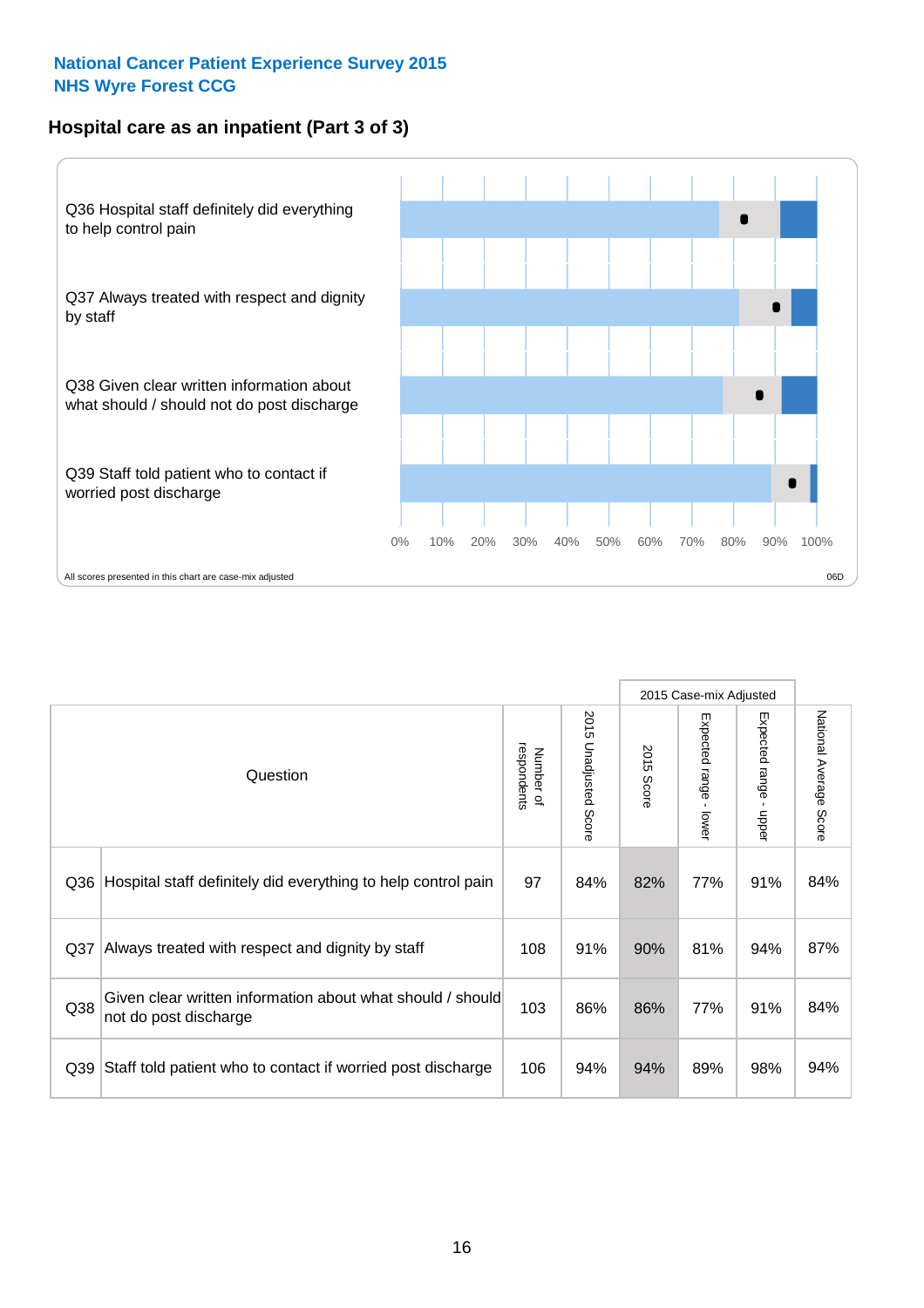National Cancer Patient Experience Survey 2015
NHS Wyre Forest CCG

## Hospital care as an inpatient (Part 3 of 3)

Q36 Hospital staff definitely did everything to help control pain

Q37 Always treated with respect and dignity by staff

Q38 Given clear written information about what should / should not do post discharge

Q39 Staff told patient who to contact if worried post discharge

0% 10% 20% 30% 40% 50% 60% 70% 80% 90% 100%

All scores presented in this chart are case-mix adjusted

06D

| Question | | Number of respondents | 2015 Unadjusted Score | 2015 Case-mix Adjusted | | | National Average Score |
|---|---|---|---|---|---|---|---|
| | | | | 2015 Score | Expected range - lower | Expected range - upper | |
| Q36 | Hospital staff definitely did everything to help control pain | 97 | 84% | 82% | 77% | 91% | 84% |
| Q37 | Always treated with respect and dignity by staff | 108 | 91% | 90% | 81% | 94% | 87% |
| Q38 | Given clear written information about what should / should not do post discharge | 103 | 86% | 86% | 77% | 91% | 84% |
| Q39 | Staff told patient who to contact if worried post discharge | 106 | 94% | 94% | 89% | 98% | 94% |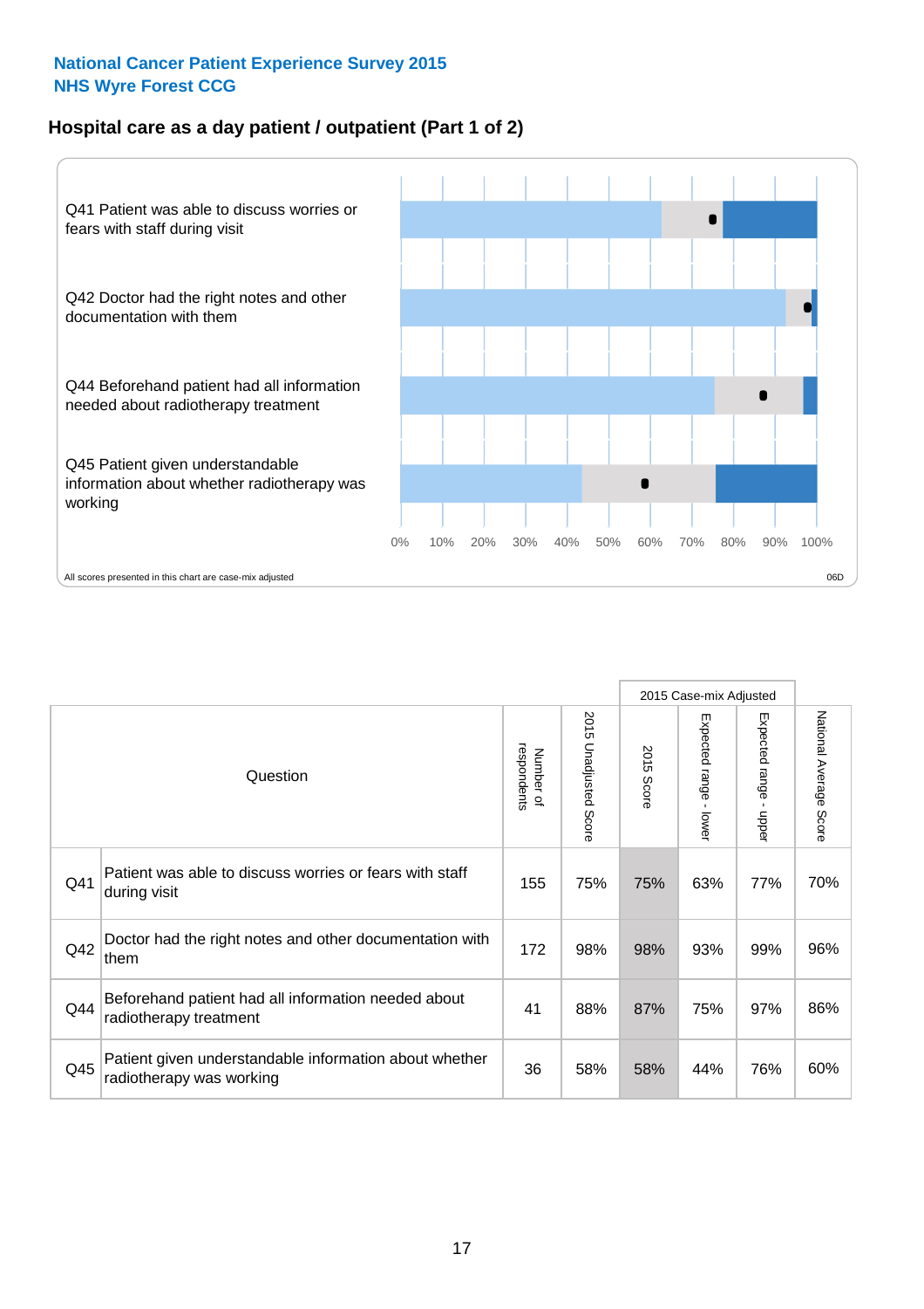# National Cancer Patient Experience Survey 2015
# NHS Wyre Forest CCG

## Hospital care as a day patient / outpatient (Part 1 of 2)

Q41 Patient was able to discuss worries or fears with staff during visit

Q42 Doctor had the right notes and other documentation with them

Q44 Beforehand patient had all information needed about radiotherapy treatment

Q45 Patient given understandable information about whether radiotherapy was working

0% 10% 20% 30% 40% 50% 60% 70% 80% 90% 100%

All scores presented in this chart are case-mix adjusted

06D

| | Question | Number of respondents | 2015 Unadjusted Score | 2015 Case-mix Adjusted | | | National Average Score |
|---|---|---|---|---|---|---|---|
| | | | | 2015 Score | Expected range - lower | Expected range - upper | |
| Q41 | Patient was able to discuss worries or fears with staff during visit | 155 | 75% | 75% | 63% | 77% | 70% |
| Q42 | Doctor had the right notes and other documentation with them | 172 | 98% | 98% | 93% | 99% | 96% |
| Q44 | Beforehand patient had all information needed about radiotherapy treatment | 41 | 88% | 87% | 75% | 97% | 86% |
| Q45 | Patient given understandable information about whether radiotherapy was working | 36 | 58% | 58% | 44% | 76% | 60% |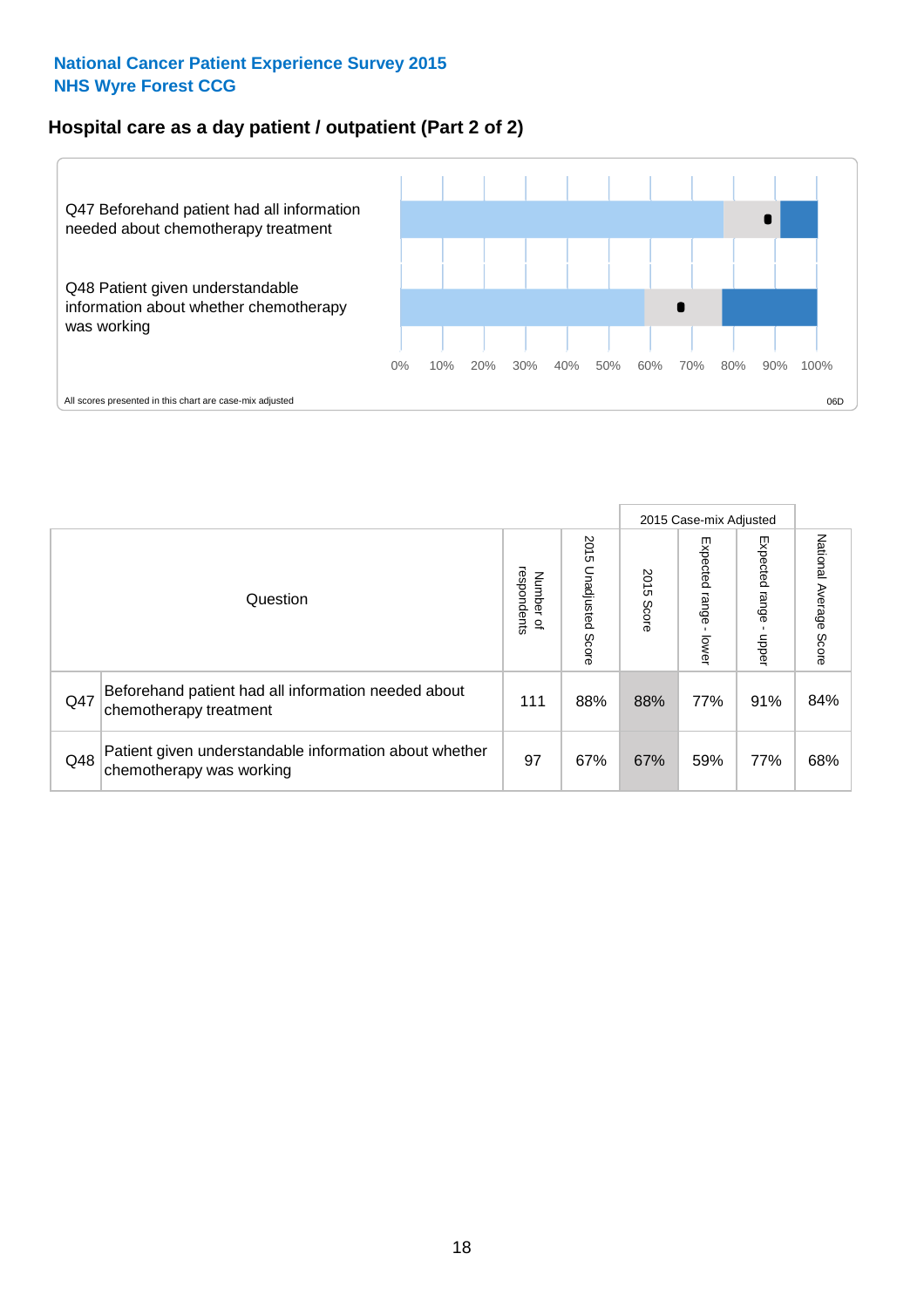**National Cancer Patient Experience Survey 2015**
**NHS Wyre Forest CCG**

## Hospital care as a day patient / outpatient (Part 2 of 2)

Q47 Beforehand patient had all information needed about chemotherapy treatment

Q48 Patient given understandable information about whether chemotherapy was working

0% 10% 20% 30% 40% 50% 60% 70% 80% 90% 100%

All scores presented in this chart are case-mix adjusted

06D

| Question | | Number of respondents | 2015 Unadjusted Score | 2015 Case-mix Adjusted: 2015 Score | 2015 Case-mix Adjusted: Expected range - lower | 2015 Case-mix Adjusted: Expected range - upper | National Average Score |
|---|---|---|---|---|---|---|---|
| Q47 | Beforehand patient had all information needed about chemotherapy treatment | 111 | 88% | 88% | 77% | 91% | 84% |
| Q48 | Patient given understandable information about whether chemotherapy was working | 97 | 67% | 67% | 59% | 77% | 68% |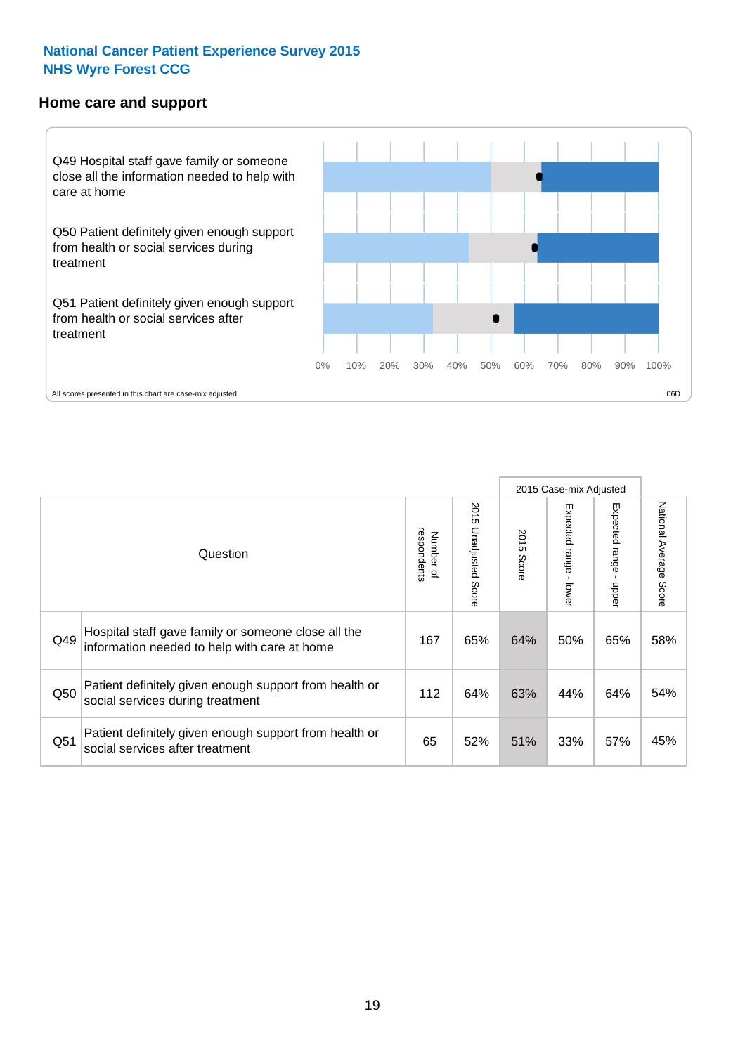National Cancer Patient Experience Survey 2015
NHS Wyre Forest CCG

## Home care and support

Q49 Hospital staff gave family or someone close all the information needed to help with care at home

Q50 Patient definitely given enough support from health or social services during treatment

Q51 Patient definitely given enough support from health or social services after treatment

0% 10% 20% 30% 40% 50% 60% 70% 80% 90% 100%

All scores presented in this chart are case-mix adjusted

06D

| | Question | Number of respondents | 2015 Unadjusted Score | 2015 Case-mix Adjusted | | | National Average Score |
|---|---|---|---|---|---|---|---|
| | | | | 2015 Score | Expected range - lower | Expected range - upper | |
| Q49 | Hospital staff gave family or someone close all the information needed to help with care at home | 167 | 65% | 64% | 50% | 65% | 58% |
| Q50 | Patient definitely given enough support from health or social services during treatment | 112 | 64% | 63% | 44% | 64% | 54% |
| Q51 | Patient definitely given enough support from health or social services after treatment | 65 | 52% | 51% | 33% | 57% | 45% |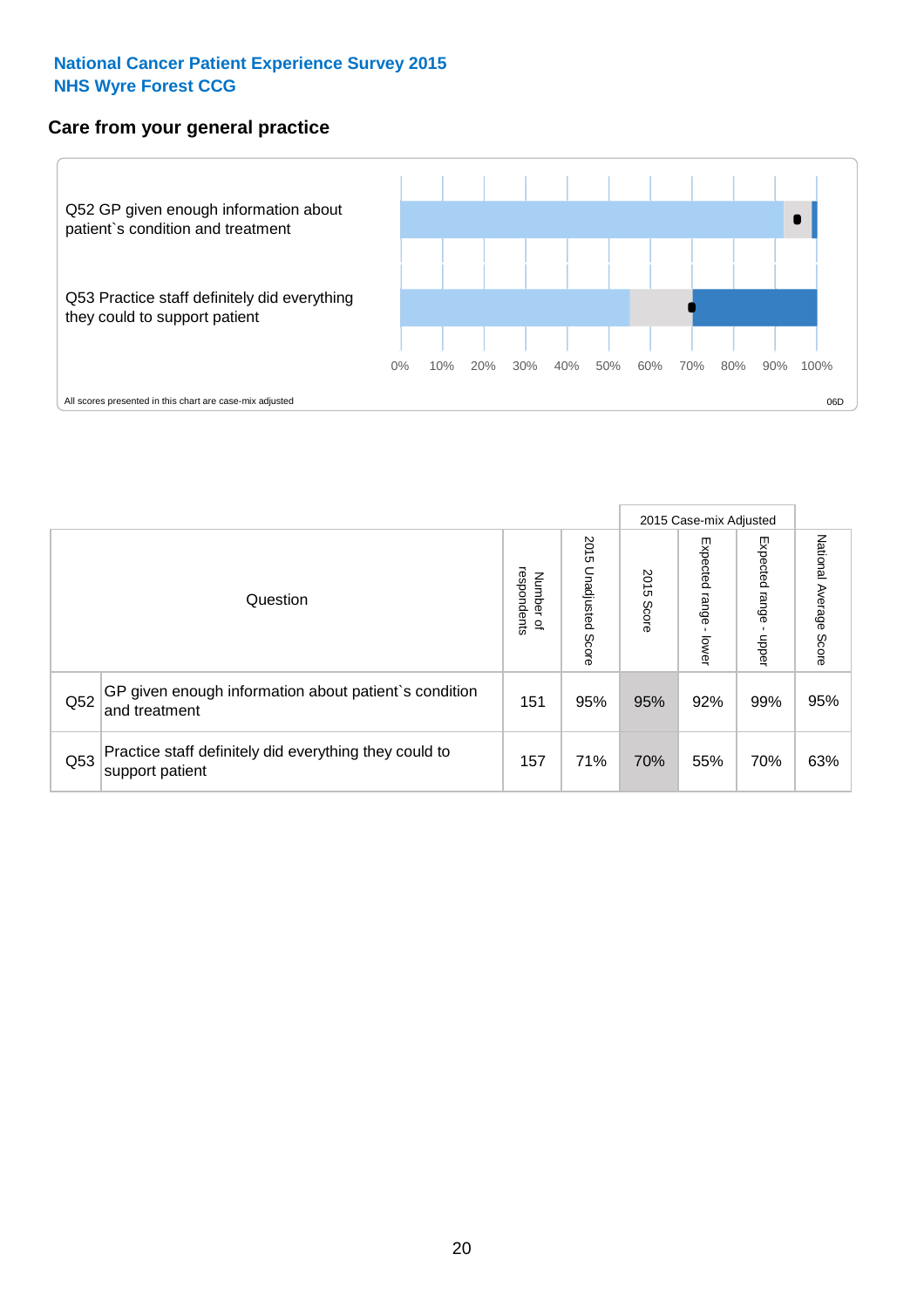National Cancer Patient Experience Survey 2015
NHS Wyre Forest CCG

## Care from your general practice

Q52 GP given enough information about patient`s condition and treatment

Q53 Practice staff definitely did everything they could to support patient

0% 10% 20% 30% 40% 50% 60% 70% 80% 90% 100%

All scores presented in this chart are case-mix adjusted

06D

| | Question | Number of respondents | 2015 Unadjusted Score | 2015 Case-mix Adjusted: 2015 Score | 2015 Case-mix Adjusted: Expected range - lower | 2015 Case-mix Adjusted: Expected range - upper | National Average Score |
|---|---|---|---|---|---|---|---|
| Q52 | GP given enough information about patient`s condition and treatment | 151 | 95% | 95% | 92% | 99% | 95% |
| Q53 | Practice staff definitely did everything they could to support patient | 157 | 71% | 70% | 55% | 70% | 63% |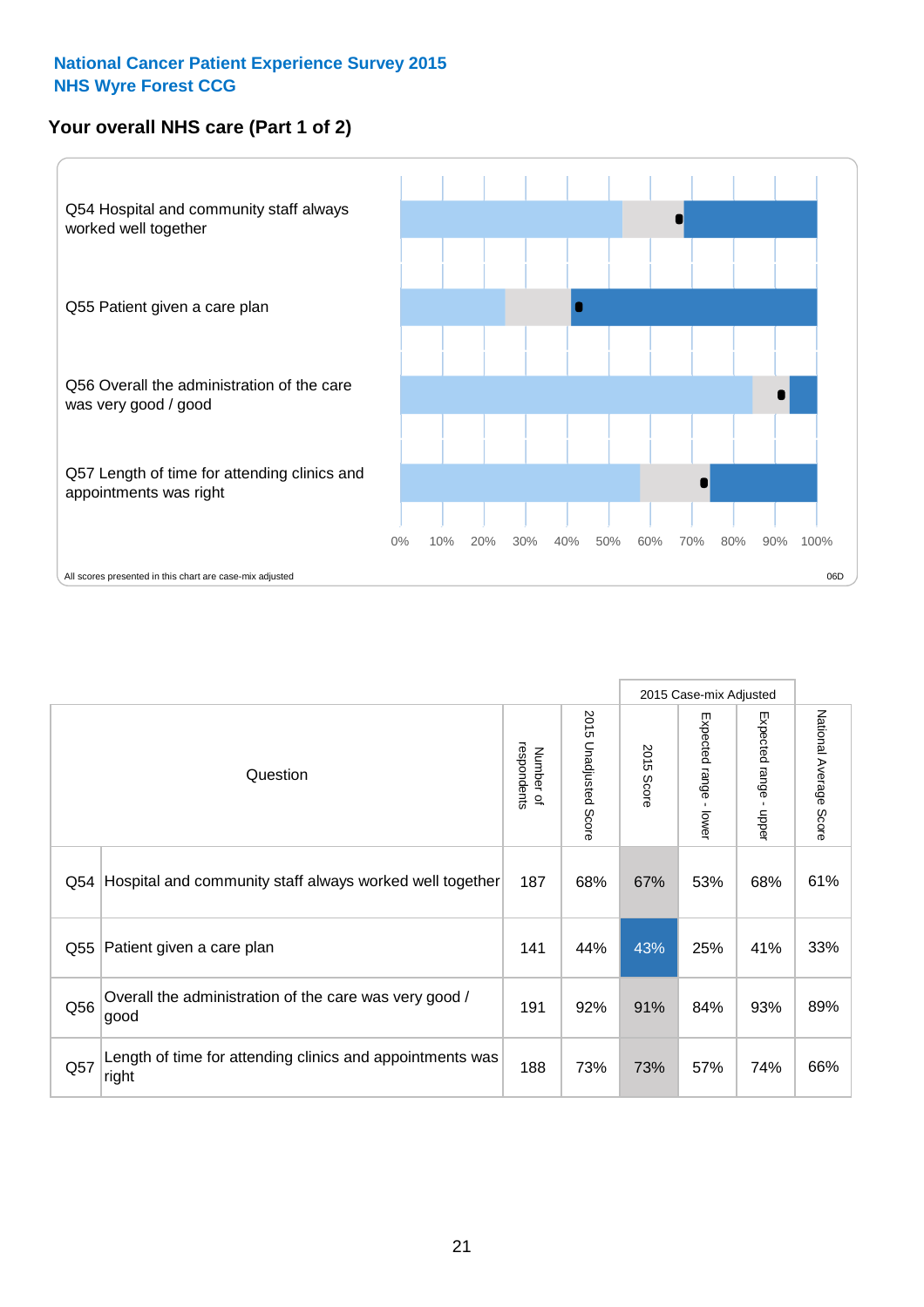National Cancer Patient Experience Survey 2015
NHS Wyre Forest CCG

## Your overall NHS care (Part 1 of 2)

Q54 Hospital and community staff always worked well together

Q55 Patient given a care plan

Q56 Overall the administration of the care was very good / good

Q57 Length of time for attending clinics and appointments was right

0% 10% 20% 30% 40% 50% 60% 70% 80% 90% 100%

All scores presented in this chart are case-mix adjusted

06D

| Question | | Number of respondents | 2015 Unadjusted Score | 2015 Case-mix Adjusted | | | National Average Score |
|---|---|---|---|---|---|---|---|
| | | | | 2015 Score | Expected range - lower | Expected range - upper | |
| Q54 | Hospital and community staff always worked well together | 187 | 68% | 67% | 53% | 68% | 61% |
| Q55 | Patient given a care plan | 141 | 44% | 43% | 25% | 41% | 33% |
| Q56 | Overall the administration of the care was very good / good | 191 | 92% | 91% | 84% | 93% | 89% |
| Q57 | Length of time for attending clinics and appointments was right | 188 | 73% | 73% | 57% | 74% | 66% |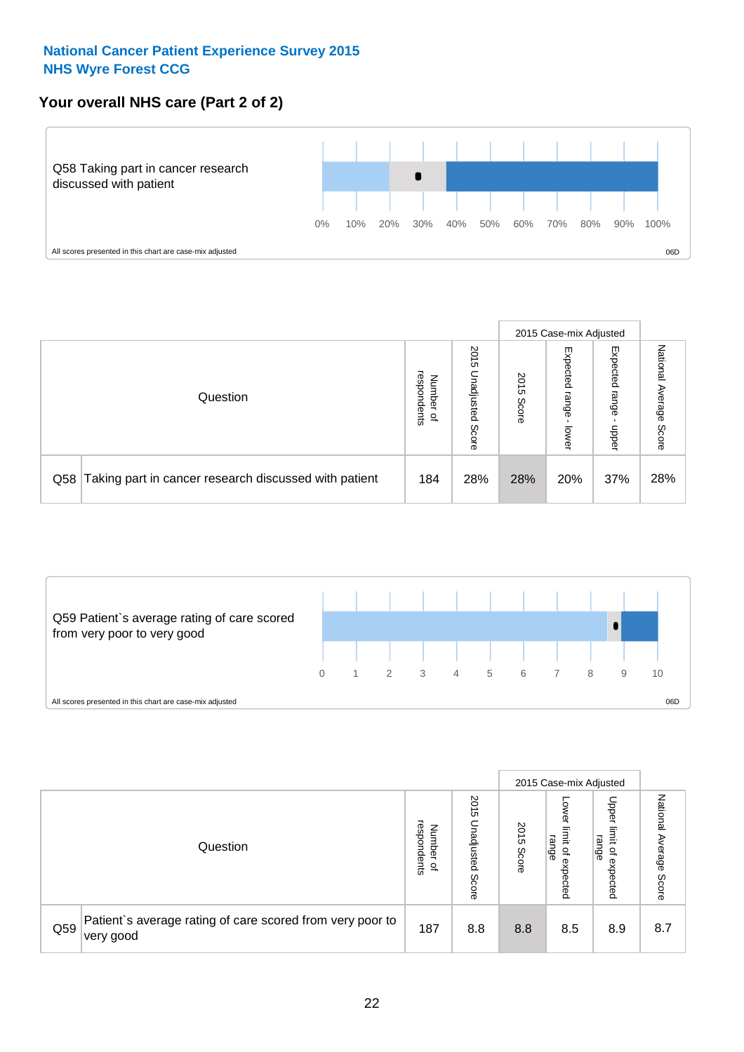# National Cancer Patient Experience Survey 2015
## NHS Wyre Forest CCG

### Your overall NHS care (Part 2 of 2)

Q58 Taking part in cancer research discussed with patient

0% 10% 20% 30% 40% 50% 60% 70% 80% 90% 100%

All scores presented in this chart are case-mix adjusted

06D

| Question | | Number of respondents | 2015 Unadjusted Score | 2015 Case-mix Adjusted 2015 Score | 2015 Case-mix Adjusted Expected range - lower | 2015 Case-mix Adjusted Expected range - upper | National Average Score |
|---|---|---|---|---|---|---|---|
| Q58 | Taking part in cancer research discussed with patient | 184 | 28% | 28% | 20% | 37% | 28% |

Q59 Patient`s average rating of care scored from very poor to very good

0 1 2 3 4 5 6 7 8 9 10

All scores presented in this chart are case-mix adjusted

06D

| Question | | Number of respondents | 2015 Unadjusted Score | 2015 Case-mix Adjusted 2015 Score | 2015 Case-mix Adjusted Lower limit of expected range | 2015 Case-mix Adjusted Upper limit of expected range | National Average Score |
|---|---|---|---|---|---|---|---|
| Q59 | Patient`s average rating of care scored from very poor to very good | 187 | 8.8 | 8.8 | 8.5 | 8.9 | 8.7 |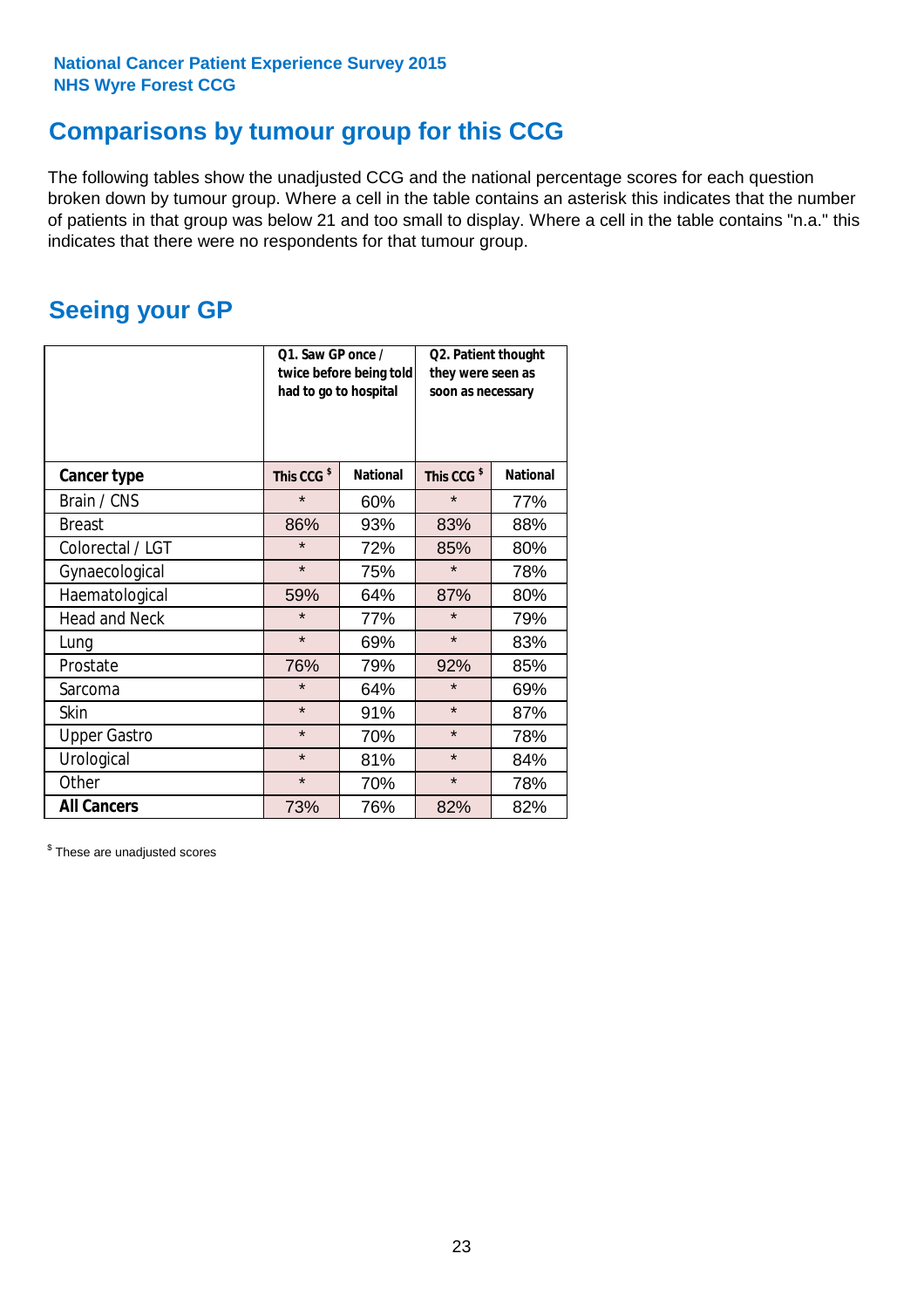National Cancer Patient Experience Survey 2015
NHS Wyre Forest CCG

## Comparisons by tumour group for this CCG

The following tables show the unadjusted CCG and the national percentage scores for each question broken down by tumour group. Where a cell in the table contains an asterisk this indicates that the number of patients in that group was below 21 and too small to display. Where a cell in the table contains "n.a." this indicates that there were no respondents for that tumour group.

## Seeing your GP

| | Q1. Saw GP once / twice before being told had to go to hospital | | Q2. Patient thought they were seen as soon as necessary | |
|---|---|---|---|---|
| **Cancer type** | This CCG $ | National | This CCG $ | National |
| Brain / CNS | * | 60% | * | 77% |
| Breast | 86% | 93% | 83% | 88% |
| Colorectal / LGT | * | 72% | 85% | 80% |
| Gynaecological | * | 75% | * | 78% |
| Haematological | 59% | 64% | 87% | 80% |
| Head and Neck | * | 77% | * | 79% |
| Lung | * | 69% | * | 83% |
| Prostate | 76% | 79% | 92% | 85% |
| Sarcoma | * | 64% | * | 69% |
| Skin | * | 91% | * | 87% |
| Upper Gastro | * | 70% | * | 78% |
| Urological | * | 81% | * | 84% |
| Other | * | 70% | * | 78% |
| **All Cancers** | 73% | 76% | 82% | 82% |

$ These are unadjusted scores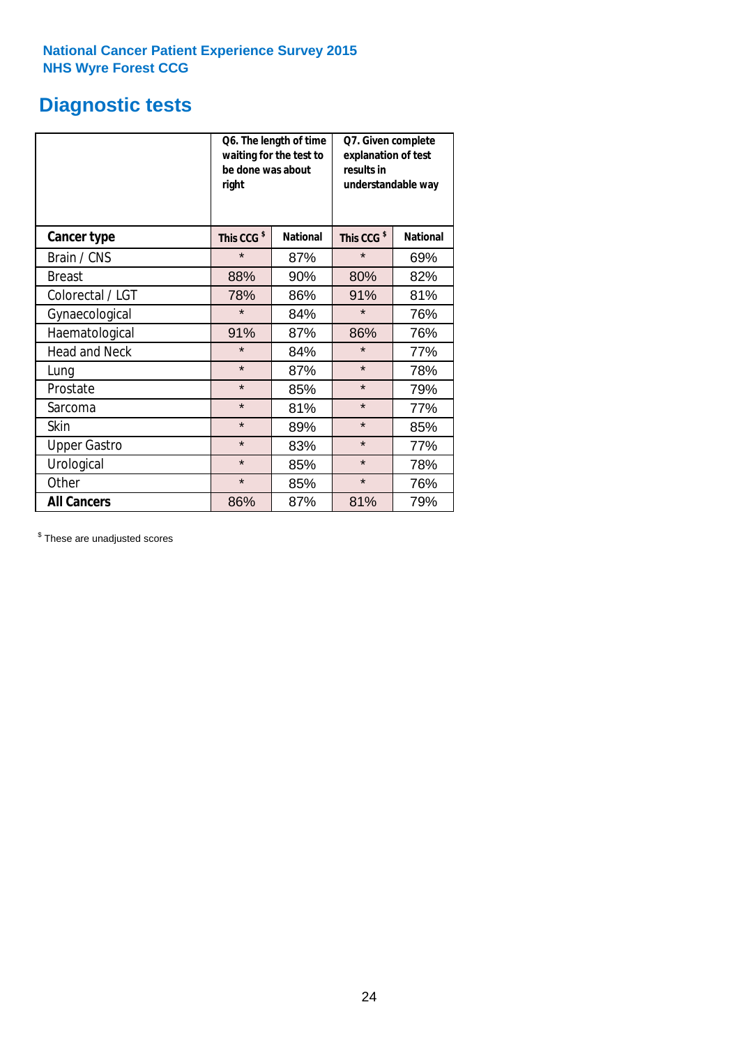National Cancer Patient Experience Survey 2015
NHS Wyre Forest CCG

# Diagnostic tests

| | Q6. The length of time waiting for the test to be done was about right | | Q7. Given complete explanation of test results in understandable way | |
|---|---|---|---|---|
| **Cancer type** | This CCG $ | National | This CCG $ | National |
| Brain / CNS | * | 87% | * | 69% |
| Breast | 88% | 90% | 80% | 82% |
| Colorectal / LGT | 78% | 86% | 91% | 81% |
| Gynaecological | * | 84% | * | 76% |
| Haematological | 91% | 87% | 86% | 76% |
| Head and Neck | * | 84% | * | 77% |
| Lung | * | 87% | * | 78% |
| Prostate | * | 85% | * | 79% |
| Sarcoma | * | 81% | * | 77% |
| Skin | * | 89% | * | 85% |
| Upper Gastro | * | 83% | * | 77% |
| Urological | * | 85% | * | 78% |
| Other | * | 85% | * | 76% |
| **All Cancers** | 86% | 87% | 81% | 79% |

$ These are unadjusted scores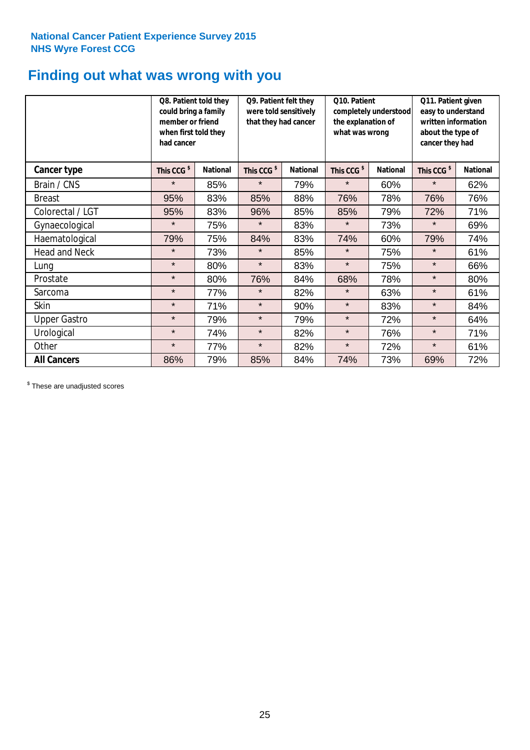National Cancer Patient Experience Survey 2015
NHS Wyre Forest CCG

# Finding out what was wrong with you

| | Q8. Patient told they could bring a family member or friend when first told they had cancer | | Q9. Patient felt they were told sensitively that they had cancer | | Q10. Patient completely understood the explanation of what was wrong | | Q11. Patient given easy to understand written information about the type of cancer they had | |
|---|---|---|---|---|---|---|---|---|
| **Cancer type** | This CCG $ | National | This CCG $ | National | This CCG $ | National | This CCG $ | National |
| Brain / CNS | * | 85% | * | 79% | * | 60% | * | 62% |
| Breast | 95% | 83% | 85% | 88% | 76% | 78% | 76% | 76% |
| Colorectal / LGT | 95% | 83% | 96% | 85% | 85% | 79% | 72% | 71% |
| Gynaecological | * | 75% | * | 83% | * | 73% | * | 69% |
| Haematological | 79% | 75% | 84% | 83% | 74% | 60% | 79% | 74% |
| Head and Neck | * | 73% | * | 85% | * | 75% | * | 61% |
| Lung | * | 80% | * | 83% | * | 75% | * | 66% |
| Prostate | * | 80% | 76% | 84% | 68% | 78% | * | 80% |
| Sarcoma | * | 77% | * | 82% | * | 63% | * | 61% |
| Skin | * | 71% | * | 90% | * | 83% | * | 84% |
| Upper Gastro | * | 79% | * | 79% | * | 72% | * | 64% |
| Urological | * | 74% | * | 82% | * | 76% | * | 71% |
| Other | * | 77% | * | 82% | * | 72% | * | 61% |
| **All Cancers** | 86% | 79% | 85% | 84% | 74% | 73% | 69% | 72% |

$ These are unadjusted scores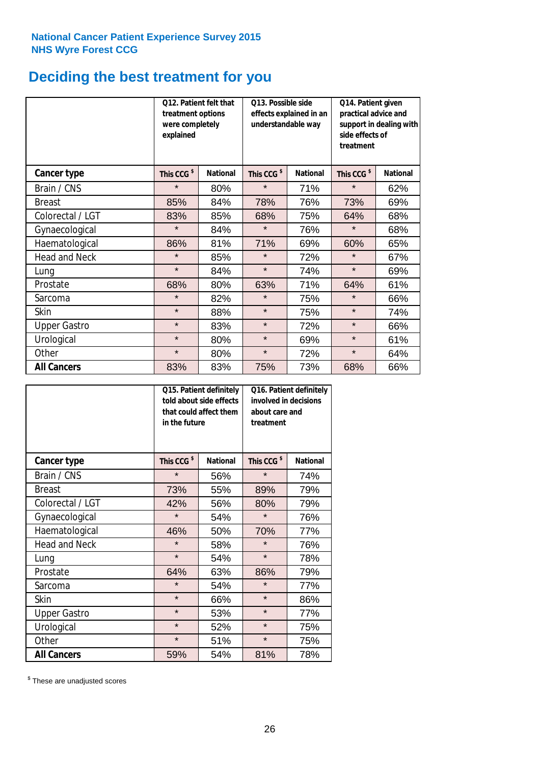National Cancer Patient Experience Survey 2015
NHS Wyre Forest CCG

# Deciding the best treatment for you

| | Q12. Patient felt that treatment options were completely explained | | Q13. Possible side effects explained in an understandable way | | Q14. Patient given practical advice and support in dealing with side effects of treatment | |
|---|---|---|---|---|---|---|
| **Cancer type** | **This CCG $** | **National** | **This CCG $** | **National** | **This CCG $** | **National** |
| Brain / CNS | * | 80% | * | 71% | * | 62% |
| Breast | 85% | 84% | 78% | 76% | 73% | 69% |
| Colorectal / LGT | 83% | 85% | 68% | 75% | 64% | 68% |
| Gynaecological | * | 84% | * | 76% | * | 68% |
| Haematological | 86% | 81% | 71% | 69% | 60% | 65% |
| Head and Neck | * | 85% | * | 72% | * | 67% |
| Lung | * | 84% | * | 74% | * | 69% |
| Prostate | 68% | 80% | 63% | 71% | 64% | 61% |
| Sarcoma | * | 82% | * | 75% | * | 66% |
| Skin | * | 88% | * | 75% | * | 74% |
| Upper Gastro | * | 83% | * | 72% | * | 66% |
| Urological | * | 80% | * | 69% | * | 61% |
| Other | * | 80% | * | 72% | * | 64% |
| **All Cancers** | 83% | 83% | 75% | 73% | 68% | 66% |

| | Q15. Patient definitely told about side effects that could affect them in the future | | Q16. Patient definitely involved in decisions about care and treatment | |
|---|---|---|---|---|
| **Cancer type** | **This CCG $** | **National** | **This CCG $** | **National** |
| Brain / CNS | * | 56% | * | 74% |
| Breast | 73% | 55% | 89% | 79% |
| Colorectal / LGT | 42% | 56% | 80% | 79% |
| Gynaecological | * | 54% | * | 76% |
| Haematological | 46% | 50% | 70% | 77% |
| Head and Neck | * | 58% | * | 76% |
| Lung | * | 54% | * | 78% |
| Prostate | 64% | 63% | 86% | 79% |
| Sarcoma | * | 54% | * | 77% |
| Skin | * | 66% | * | 86% |
| Upper Gastro | * | 53% | * | 77% |
| Urological | * | 52% | * | 75% |
| Other | * | 51% | * | 75% |
| **All Cancers** | 59% | 54% | 81% | 78% |

$ These are unadjusted scores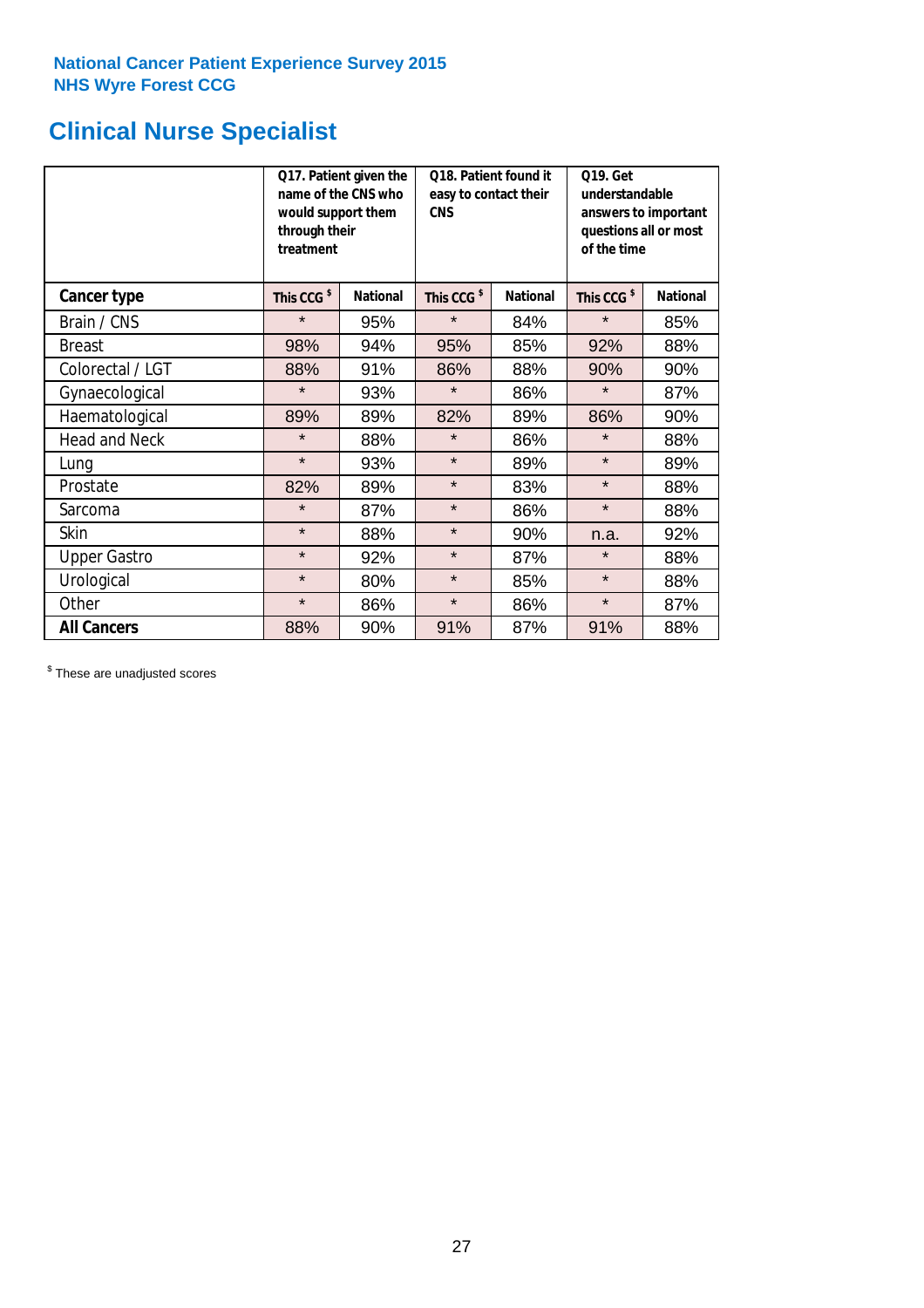National Cancer Patient Experience Survey 2015
NHS Wyre Forest CCG

# Clinical Nurse Specialist

| | Q17. Patient given the name of the CNS who would support them through their treatment | | Q18. Patient found it easy to contact their CNS | | Q19. Get understandable answers to important questions all or most of the time | |
|---|---|---|---|---|---|---|
| **Cancer type** | This CCG [$] | National | This CCG [$] | National | This CCG [$] | National |
| Brain / CNS | * | 95% | * | 84% | * | 85% |
| Breast | 98% | 94% | 95% | 85% | 92% | 88% |
| Colorectal / LGT | 88% | 91% | 86% | 88% | 90% | 90% |
| Gynaecological | * | 93% | * | 86% | * | 87% |
| Haematological | 89% | 89% | 82% | 89% | 86% | 90% |
| Head and Neck | * | 88% | * | 86% | * | 88% |
| Lung | * | 93% | * | 89% | * | 89% |
| Prostate | 82% | 89% | * | 83% | * | 88% |
| Sarcoma | * | 87% | * | 86% | * | 88% |
| Skin | * | 88% | * | 90% | n.a. | 92% |
| Upper Gastro | * | 92% | * | 87% | * | 88% |
| Urological | * | 80% | * | 85% | * | 88% |
| Other | * | 86% | * | 86% | * | 87% |
| **All Cancers** | 88% | 90% | 91% | 87% | 91% | 88% |

[$] These are unadjusted scores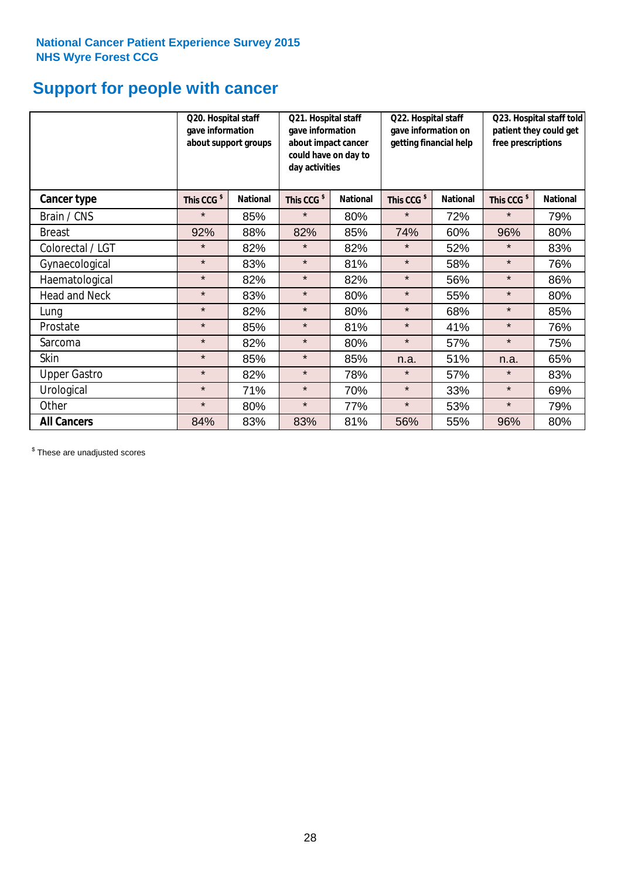**National Cancer Patient Experience Survey 2015**
**NHS Wyre Forest CCG**

# Support for people with cancer

| | Q20. Hospital staff gave information about support groups | | Q21. Hospital staff gave information about impact cancer could have on day to day activities | | Q22. Hospital staff gave information on getting financial help | | Q23. Hospital staff told patient they could get free prescriptions | |
|---|---|---|---|---|---|---|---|---|
| **Cancer type** | **This CCG $** | **National** | **This CCG $** | **National** | **This CCG $** | **National** | **This CCG $** | **National** |
| Brain / CNS | * | 85% | * | 80% | * | 72% | * | 79% |
| Breast | 92% | 88% | 82% | 85% | 74% | 60% | 96% | 80% |
| Colorectal / LGT | * | 82% | * | 82% | * | 52% | * | 83% |
| Gynaecological | * | 83% | * | 81% | * | 58% | * | 76% |
| Haematological | * | 82% | * | 82% | * | 56% | * | 86% |
| Head and Neck | * | 83% | * | 80% | * | 55% | * | 80% |
| Lung | * | 82% | * | 80% | * | 68% | * | 85% |
| Prostate | * | 85% | * | 81% | * | 41% | * | 76% |
| Sarcoma | * | 82% | * | 80% | * | 57% | * | 75% |
| Skin | * | 85% | * | 85% | n.a. | 51% | n.a. | 65% |
| Upper Gastro | * | 82% | * | 78% | * | 57% | * | 83% |
| Urological | * | 71% | * | 70% | * | 33% | * | 69% |
| Other | * | 80% | * | 77% | * | 53% | * | 79% |
| **All Cancers** | 84% | 83% | 83% | 81% | 56% | 55% | 96% | 80% |

$ These are unadjusted scores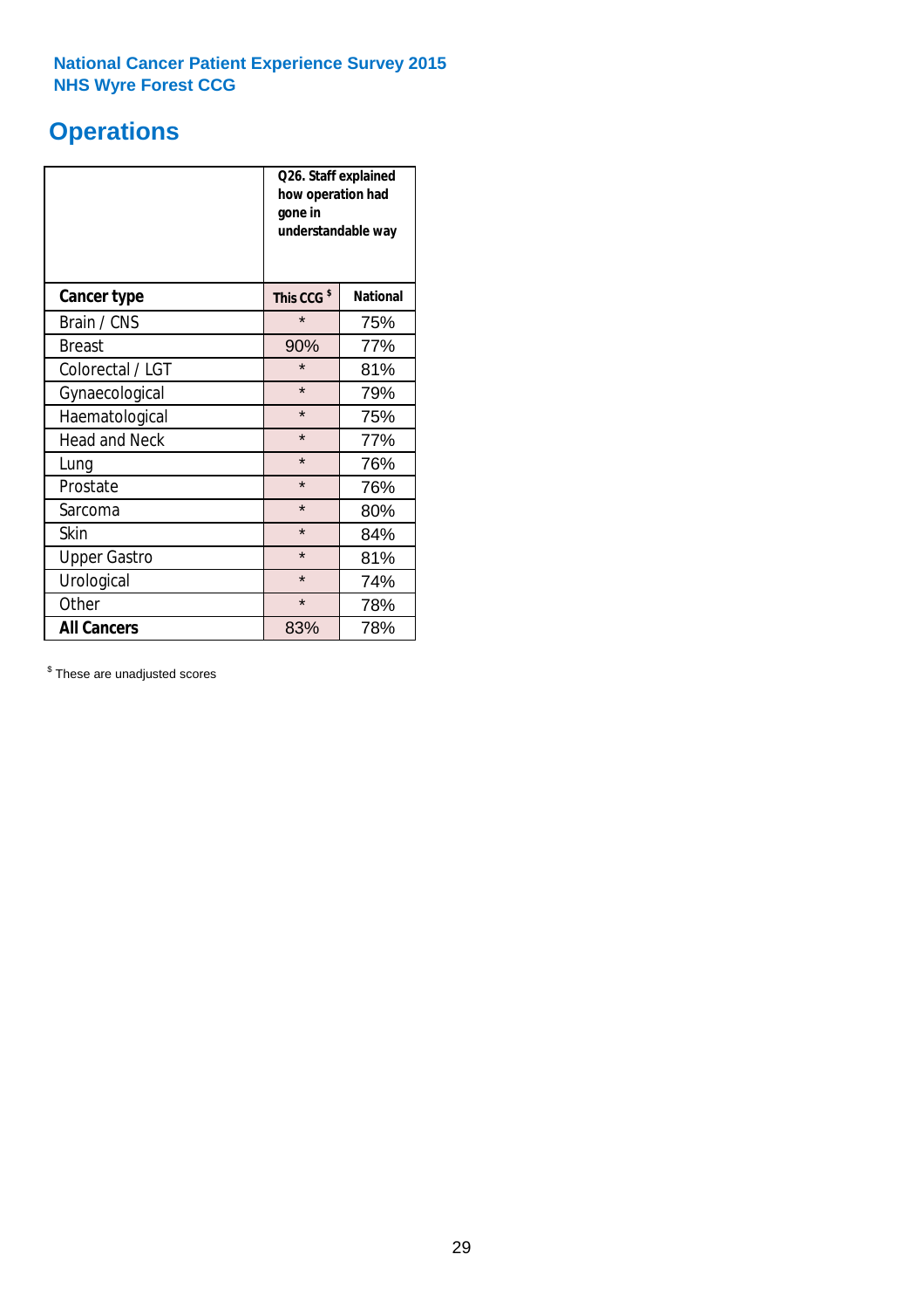National Cancer Patient Experience Survey 2015
NHS Wyre Forest CCG

## Operations

| | Q26. Staff explained how operation had gone in understandable way | |
|---|---|---|
| **Cancer type** | **This CCG $** | **National** |
| Brain / CNS | * | 75% |
| Breast | 90% | 77% |
| Colorectal / LGT | * | 81% |
| Gynaecological | * | 79% |
| Haematological | * | 75% |
| Head and Neck | * | 77% |
| Lung | * | 76% |
| Prostate | * | 76% |
| Sarcoma | * | 80% |
| Skin | * | 84% |
| Upper Gastro | * | 81% |
| Urological | * | 74% |
| Other | * | 78% |
| **All Cancers** | 83% | 78% |

$ These are unadjusted scores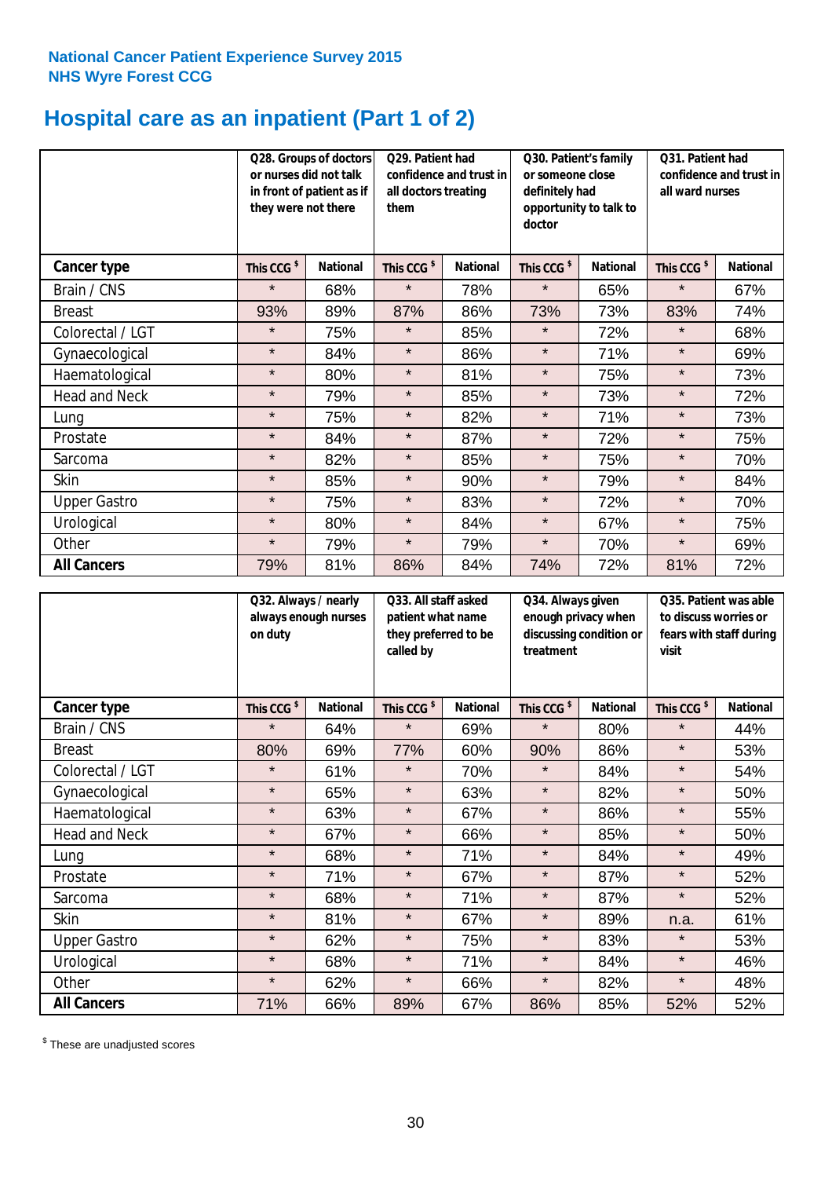**National Cancer Patient Experience Survey 2015**
**NHS Wyre Forest CCG**

# Hospital care as an inpatient (Part 1 of 2)

| | Q28. Groups of doctors or nurses did not talk in front of patient as if they were not there | | Q29. Patient had confidence and trust in all doctors treating them | | Q30. Patient's family or someone close definitely had opportunity to talk to doctor | | Q31. Patient had confidence and trust in all ward nurses | |
|---|---|---|---|---|---|---|---|---|
| **Cancer type** | **This CCG $** | **National** | **This CCG $** | **National** | **This CCG $** | **National** | **This CCG $** | **National** |
| Brain / CNS | * | 68% | * | 78% | * | 65% | * | 67% |
| Breast | 93% | 89% | 87% | 86% | 73% | 73% | 83% | 74% |
| Colorectal / LGT | * | 75% | * | 85% | * | 72% | * | 68% |
| Gynaecological | * | 84% | * | 86% | * | 71% | * | 69% |
| Haematological | * | 80% | * | 81% | * | 75% | * | 73% |
| Head and Neck | * | 79% | * | 85% | * | 73% | * | 72% |
| Lung | * | 75% | * | 82% | * | 71% | * | 73% |
| Prostate | * | 84% | * | 87% | * | 72% | * | 75% |
| Sarcoma | * | 82% | * | 85% | * | 75% | * | 70% |
| Skin | * | 85% | * | 90% | * | 79% | * | 84% |
| Upper Gastro | * | 75% | * | 83% | * | 72% | * | 70% |
| Urological | * | 80% | * | 84% | * | 67% | * | 75% |
| Other | * | 79% | * | 79% | * | 70% | * | 69% |
| **All Cancers** | 79% | 81% | 86% | 84% | 74% | 72% | 81% | 72% |

| | Q32. Always / nearly always enough nurses on duty | | Q33. All staff asked patient what name they preferred to be called by | | Q34. Always given enough privacy when discussing condition or treatment | | Q35. Patient was able to discuss worries or fears with staff during visit | |
|---|---|---|---|---|---|---|---|---|
| **Cancer type** | **This CCG $** | **National** | **This CCG $** | **National** | **This CCG $** | **National** | **This CCG $** | **National** |
| Brain / CNS | * | 64% | * | 69% | * | 80% | * | 44% |
| Breast | 80% | 69% | 77% | 60% | 90% | 86% | * | 53% |
| Colorectal / LGT | * | 61% | * | 70% | * | 84% | * | 54% |
| Gynaecological | * | 65% | * | 63% | * | 82% | * | 50% |
| Haematological | * | 63% | * | 67% | * | 86% | * | 55% |
| Head and Neck | * | 67% | * | 66% | * | 85% | * | 50% |
| Lung | * | 68% | * | 71% | * | 84% | * | 49% |
| Prostate | * | 71% | * | 67% | * | 87% | * | 52% |
| Sarcoma | * | 68% | * | 71% | * | 87% | * | 52% |
| Skin | * | 81% | * | 67% | * | 89% | n.a. | 61% |
| Upper Gastro | * | 62% | * | 75% | * | 83% | * | 53% |
| Urological | * | 68% | * | 71% | * | 84% | * | 46% |
| Other | * | 62% | * | 66% | * | 82% | * | 48% |
| **All Cancers** | 71% | 66% | 89% | 67% | 86% | 85% | 52% | 52% |

$ These are unadjusted scores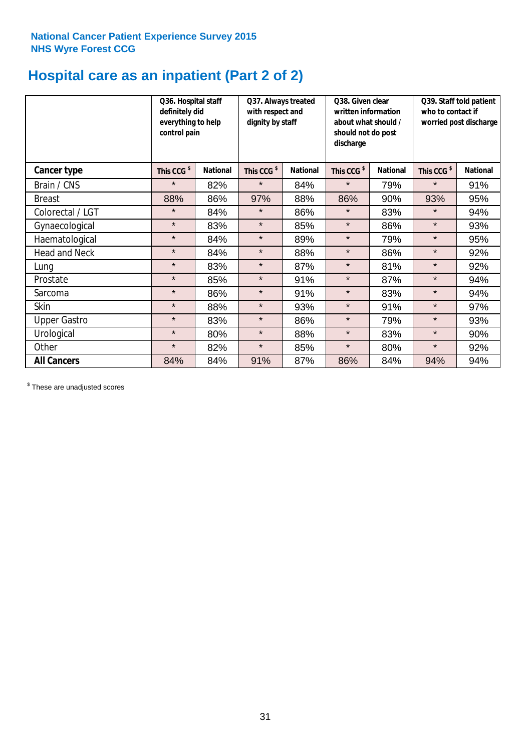National Cancer Patient Experience Survey 2015
NHS Wyre Forest CCG

# Hospital care as an inpatient (Part 2 of 2)

| | Q36. Hospital staff definitely did everything to help control pain | | Q37. Always treated with respect and dignity by staff | | Q38. Given clear written information about what should / should not do post discharge | | Q39. Staff told patient who to contact if worried post discharge | |
|---|---|---|---|---|---|---|---|---|
| **Cancer type** | This CCG $ | National | This CCG $ | National | This CCG $ | National | This CCG $ | National |
| Brain / CNS | * | 82% | * | 84% | * | 79% | * | 91% |
| Breast | 88% | 86% | 97% | 88% | 86% | 90% | 93% | 95% |
| Colorectal / LGT | * | 84% | * | 86% | * | 83% | * | 94% |
| Gynaecological | * | 83% | * | 85% | * | 86% | * | 93% |
| Haematological | * | 84% | * | 89% | * | 79% | * | 95% |
| Head and Neck | * | 84% | * | 88% | * | 86% | * | 92% |
| Lung | * | 83% | * | 87% | * | 81% | * | 92% |
| Prostate | * | 85% | * | 91% | * | 87% | * | 94% |
| Sarcoma | * | 86% | * | 91% | * | 83% | * | 94% |
| Skin | * | 88% | * | 93% | * | 91% | * | 97% |
| Upper Gastro | * | 83% | * | 86% | * | 79% | * | 93% |
| Urological | * | 80% | * | 88% | * | 83% | * | 90% |
| Other | * | 82% | * | 85% | * | 80% | * | 92% |
| **All Cancers** | 84% | 84% | 91% | 87% | 86% | 84% | 94% | 94% |

$ These are unadjusted scores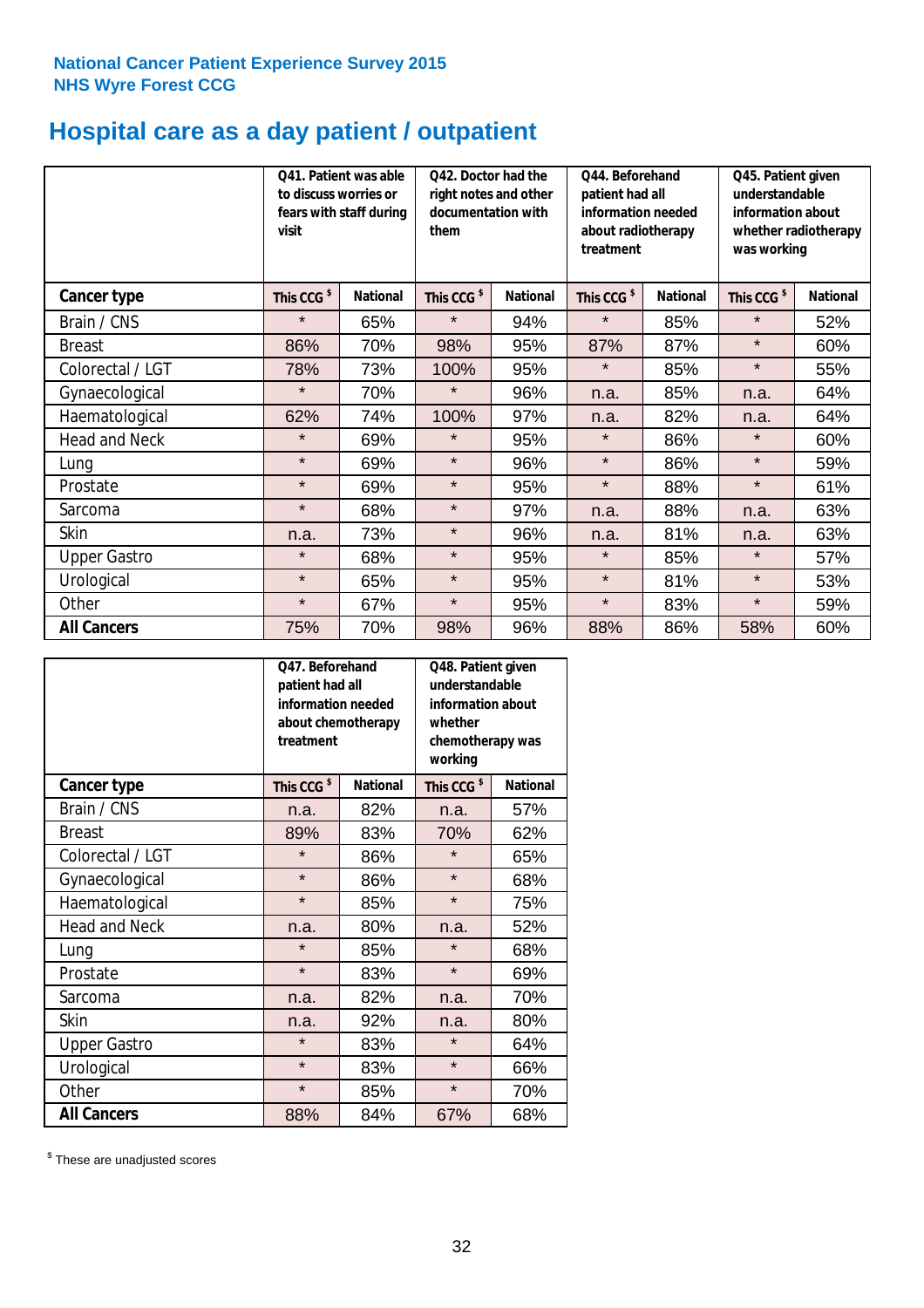National Cancer Patient Experience Survey 2015
NHS Wyre Forest CCG

# Hospital care as a day patient / outpatient

| | Q41. Patient was able to discuss worries or fears with staff during visit | | Q42. Doctor had the right notes and other documentation with them | | Q44. Beforehand patient had all information needed about radiotherapy treatment | | Q45. Patient given understandable information about whether radiotherapy was working | |
|---|---|---|---|---|---|---|---|---|
| **Cancer type** | **This CCG $** | **National** | **This CCG $** | **National** | **This CCG $** | **National** | **This CCG $** | **National** |
| Brain / CNS | * | 65% | * | 94% | * | 85% | * | 52% |
| Breast | 86% | 70% | 98% | 95% | 87% | 87% | * | 60% |
| Colorectal / LGT | 78% | 73% | 100% | 95% | * | 85% | * | 55% |
| Gynaecological | * | 70% | * | 96% | n.a. | 85% | n.a. | 64% |
| Haematological | 62% | 74% | 100% | 97% | n.a. | 82% | n.a. | 64% |
| Head and Neck | * | 69% | * | 95% | * | 86% | * | 60% |
| Lung | * | 69% | * | 96% | * | 86% | * | 59% |
| Prostate | * | 69% | * | 95% | * | 88% | * | 61% |
| Sarcoma | * | 68% | * | 97% | n.a. | 88% | n.a. | 63% |
| Skin | n.a. | 73% | * | 96% | n.a. | 81% | n.a. | 63% |
| Upper Gastro | * | 68% | * | 95% | * | 85% | * | 57% |
| Urological | * | 65% | * | 95% | * | 81% | * | 53% |
| Other | * | 67% | * | 95% | * | 83% | * | 59% |
| **All Cancers** | 75% | 70% | 98% | 96% | 88% | 86% | 58% | 60% |

| | Q47. Beforehand patient had all information needed about chemotherapy treatment | | Q48. Patient given understandable information about whether chemotherapy was working | |
|---|---|---|---|---|
| **Cancer type** | **This CCG $** | **National** | **This CCG $** | **National** |
| Brain / CNS | n.a. | 82% | n.a. | 57% |
| Breast | 89% | 83% | 70% | 62% |
| Colorectal / LGT | * | 86% | * | 65% |
| Gynaecological | * | 86% | * | 68% |
| Haematological | * | 85% | * | 75% |
| Head and Neck | n.a. | 80% | n.a. | 52% |
| Lung | * | 85% | * | 68% |
| Prostate | * | 83% | * | 69% |
| Sarcoma | n.a. | 82% | n.a. | 70% |
| Skin | n.a. | 92% | n.a. | 80% |
| Upper Gastro | * | 83% | * | 64% |
| Urological | * | 83% | * | 66% |
| Other | * | 85% | * | 70% |
| **All Cancers** | 88% | 84% | 67% | 68% |

$ These are unadjusted scores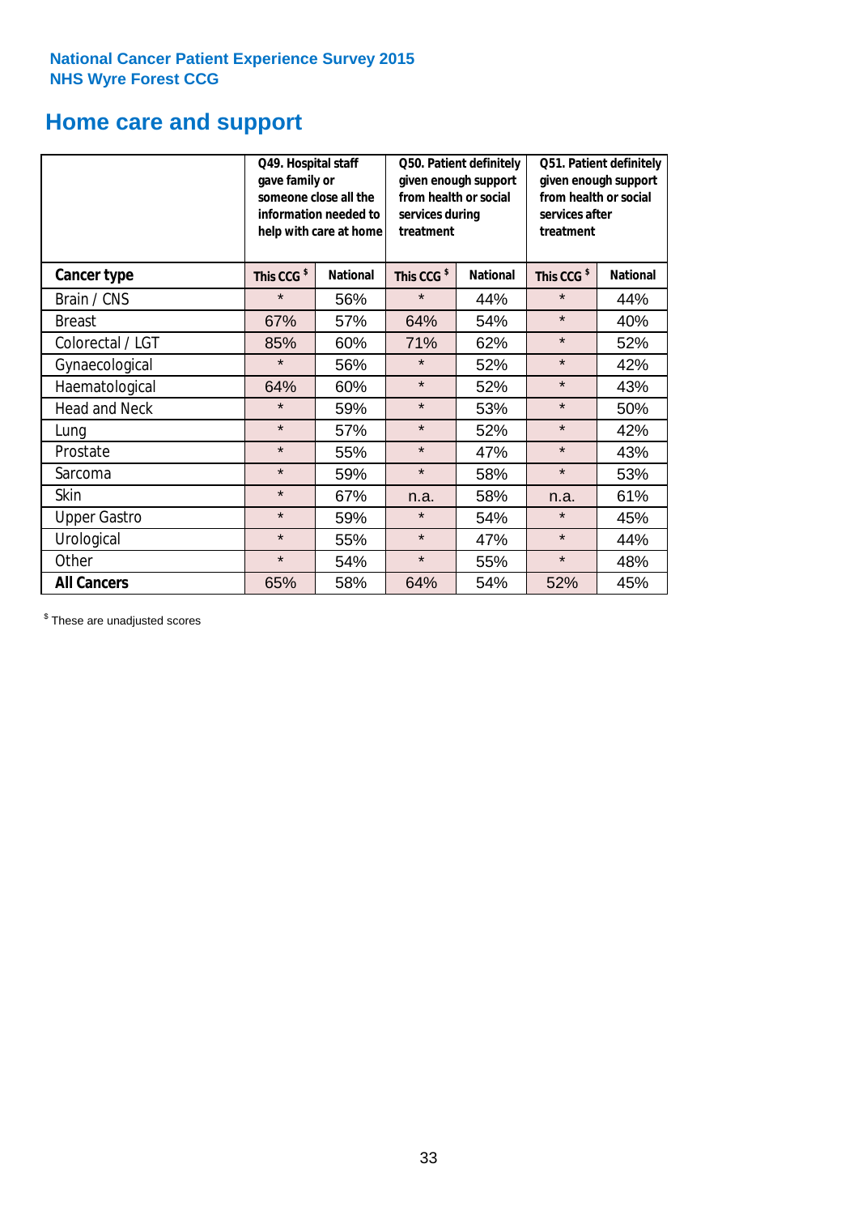National Cancer Patient Experience Survey 2015
NHS Wyre Forest CCG

# Home care and support

| | Q49. Hospital staff gave family or someone close all the information needed to help with care at home | | Q50. Patient definitely given enough support from health or social services during treatment | | Q51. Patient definitely given enough support from health or social services after treatment | |
|---|---|---|---|---|---|---|
| **Cancer type** | This CCG $ | National | This CCG $ | National | This CCG $ | National |
| Brain / CNS | * | 56% | * | 44% | * | 44% |
| Breast | 67% | 57% | 64% | 54% | * | 40% |
| Colorectal / LGT | 85% | 60% | 71% | 62% | * | 52% |
| Gynaecological | * | 56% | * | 52% | * | 42% |
| Haematological | 64% | 60% | * | 52% | * | 43% |
| Head and Neck | * | 59% | * | 53% | * | 50% |
| Lung | * | 57% | * | 52% | * | 42% |
| Prostate | * | 55% | * | 47% | * | 43% |
| Sarcoma | * | 59% | * | 58% | * | 53% |
| Skin | * | 67% | n.a. | 58% | n.a. | 61% |
| Upper Gastro | * | 59% | * | 54% | * | 45% |
| Urological | * | 55% | * | 47% | * | 44% |
| Other | * | 54% | * | 55% | * | 48% |
| **All Cancers** | 65% | 58% | 64% | 54% | 52% | 45% |

$ These are unadjusted scores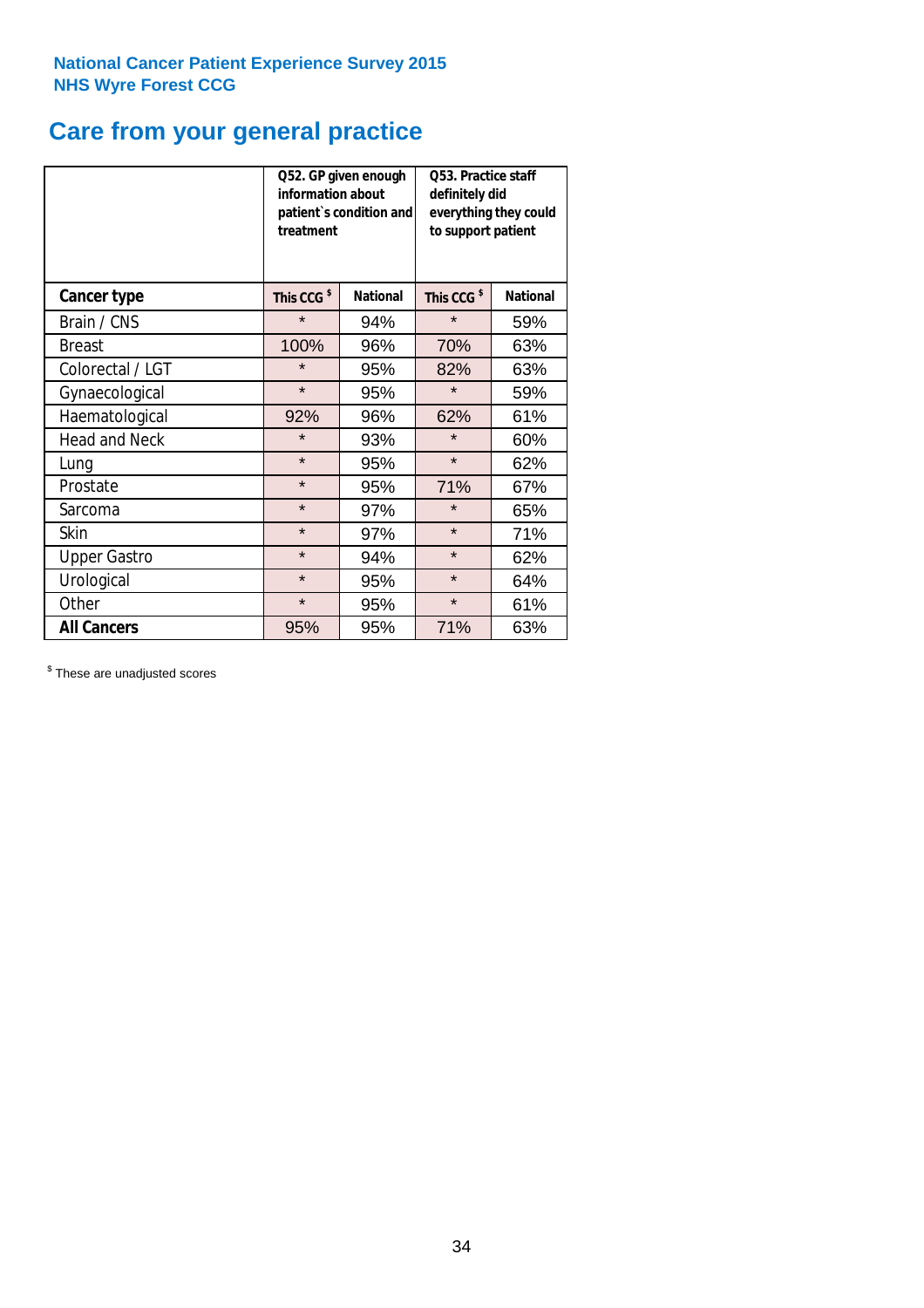National Cancer Patient Experience Survey 2015
NHS Wyre Forest CCG

# Care from your general practice

| | Q52. GP given enough information about patient`s condition and treatment | | Q53. Practice staff definitely did everything they could to support patient | |
|---|---|---|---|---|
| **Cancer type** | This CCG $ | National | This CCG $ | National |
| Brain / CNS | * | 94% | * | 59% |
| Breast | 100% | 96% | 70% | 63% |
| Colorectal / LGT | * | 95% | 82% | 63% |
| Gynaecological | * | 95% | * | 59% |
| Haematological | 92% | 96% | 62% | 61% |
| Head and Neck | * | 93% | * | 60% |
| Lung | * | 95% | * | 62% |
| Prostate | * | 95% | 71% | 67% |
| Sarcoma | * | 97% | * | 65% |
| Skin | * | 97% | * | 71% |
| Upper Gastro | * | 94% | * | 62% |
| Urological | * | 95% | * | 64% |
| Other | * | 95% | * | 61% |
| **All Cancers** | 95% | 95% | 71% | 63% |

$ These are unadjusted scores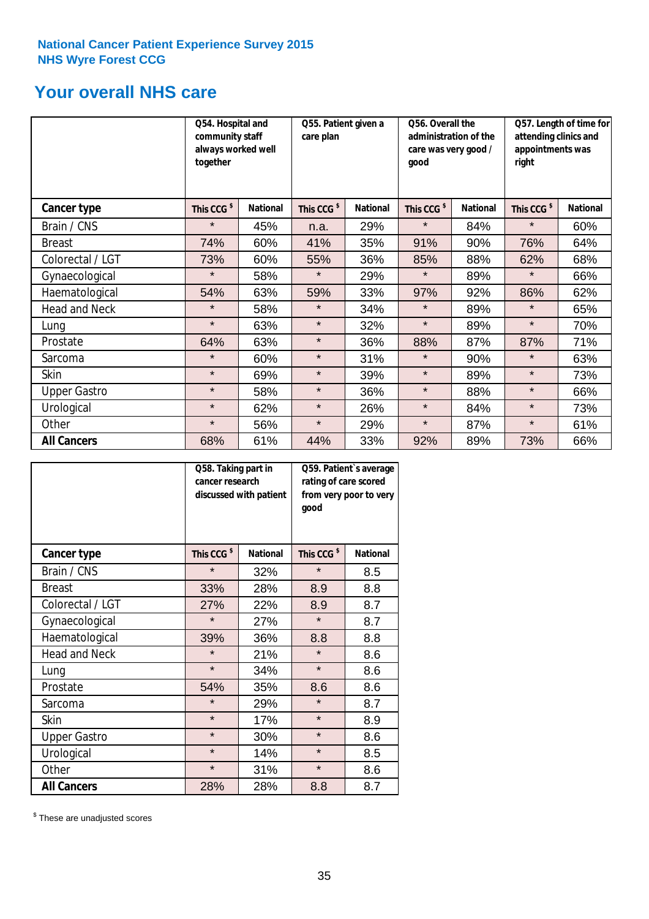**National Cancer Patient Experience Survey 2015**
**NHS Wyre Forest CCG**

# Your overall NHS care

| | Q54. Hospital and community staff always worked well together | | Q55. Patient given a care plan | | Q56. Overall the administration of the care was very good / good | | Q57. Length of time for attending clinics and appointments was right | |
|---|---|---|---|---|---|---|---|---|
| **Cancer type** | **This CCG $** | **National** | **This CCG $** | **National** | **This CCG $** | **National** | **This CCG $** | **National** |
| Brain / CNS | * | 45% | n.a. | 29% | * | 84% | * | 60% |
| Breast | 74% | 60% | 41% | 35% | 91% | 90% | 76% | 64% |
| Colorectal / LGT | 73% | 60% | 55% | 36% | 85% | 88% | 62% | 68% |
| Gynaecological | * | 58% | * | 29% | * | 89% | * | 66% |
| Haematological | 54% | 63% | 59% | 33% | 97% | 92% | 86% | 62% |
| Head and Neck | * | 58% | * | 34% | * | 89% | * | 65% |
| Lung | * | 63% | * | 32% | * | 89% | * | 70% |
| Prostate | 64% | 63% | * | 36% | 88% | 87% | 87% | 71% |
| Sarcoma | * | 60% | * | 31% | * | 90% | * | 63% |
| Skin | * | 69% | * | 39% | * | 89% | * | 73% |
| Upper Gastro | * | 58% | * | 36% | * | 88% | * | 66% |
| Urological | * | 62% | * | 26% | * | 84% | * | 73% |
| Other | * | 56% | * | 29% | * | 87% | * | 61% |
| **All Cancers** | 68% | 61% | 44% | 33% | 92% | 89% | 73% | 66% |

| | Q58. Taking part in cancer research discussed with patient | | Q59. Patient`s average rating of care scored from very poor to very good | |
|---|---|---|---|---|
| **Cancer type** | **This CCG $** | **National** | **This CCG $** | **National** |
| Brain / CNS | * | 32% | * | 8.5 |
| Breast | 33% | 28% | 8.9 | 8.8 |
| Colorectal / LGT | 27% | 22% | 8.9 | 8.7 |
| Gynaecological | * | 27% | * | 8.7 |
| Haematological | 39% | 36% | 8.8 | 8.8 |
| Head and Neck | * | 21% | * | 8.6 |
| Lung | * | 34% | * | 8.6 |
| Prostate | 54% | 35% | 8.6 | 8.6 |
| Sarcoma | * | 29% | * | 8.7 |
| Skin | * | 17% | * | 8.9 |
| Upper Gastro | * | 30% | * | 8.6 |
| Urological | * | 14% | * | 8.5 |
| Other | * | 31% | * | 8.6 |
| **All Cancers** | 28% | 28% | 8.8 | 8.7 |

$ These are unadjusted scores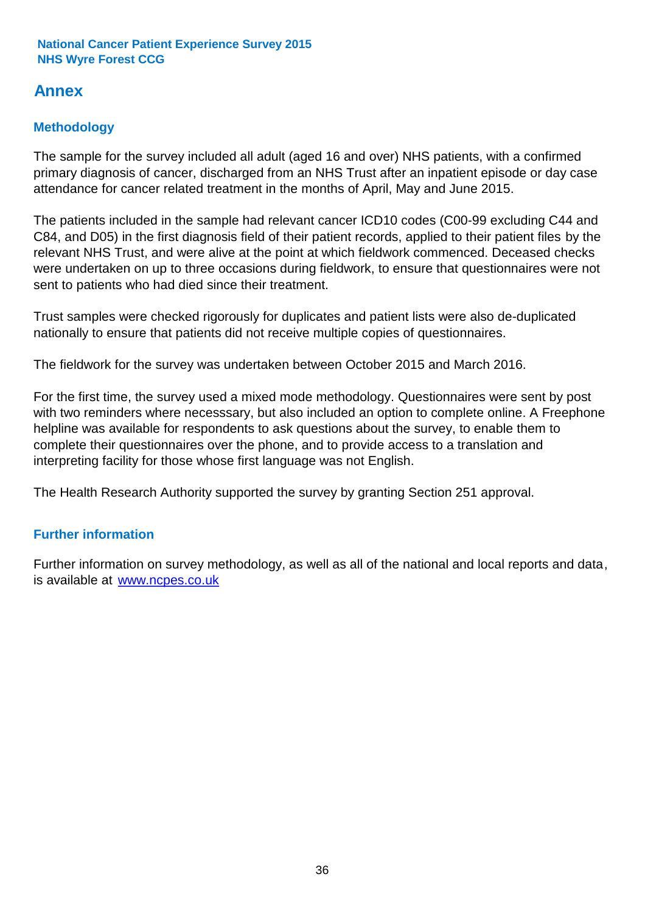## Annex

### Methodology

The sample for the survey included all adult (aged 16 and over) NHS patients, with a confirmed primary diagnosis of cancer, discharged from an NHS Trust after an inpatient episode or day case attendance for cancer related treatment in the months of April, May and June 2015.

The patients included in the sample had relevant cancer ICD10 codes (C00-99 excluding C44 and C84, and D05) in the first diagnosis field of their patient records, applied to their patient files by the relevant NHS Trust, and were alive at the point at which fieldwork commenced. Deceased checks were undertaken on up to three occasions during fieldwork, to ensure that questionnaires were not sent to patients who had died since their treatment.

Trust samples were checked rigorously for duplicates and patient lists were also de-duplicated nationally to ensure that patients did not receive multiple copies of questionnaires.

The fieldwork for the survey was undertaken between October 2015 and March 2016.

For the first time, the survey used a mixed mode methodology. Questionnaires were sent by post with two reminders where necesssary, but also included an option to complete online. A Freephone helpline was available for respondents to ask questions about the survey, to enable them to complete their questionnaires over the phone, and to provide access to a translation and interpreting facility for those whose first language was not English.

The Health Research Authority supported the survey by granting Section 251 approval.

### Further information

Further information on survey methodology, as well as all of the national and local reports and data, is available at [www.ncpes.co.uk](http://www.ncpes.co.uk)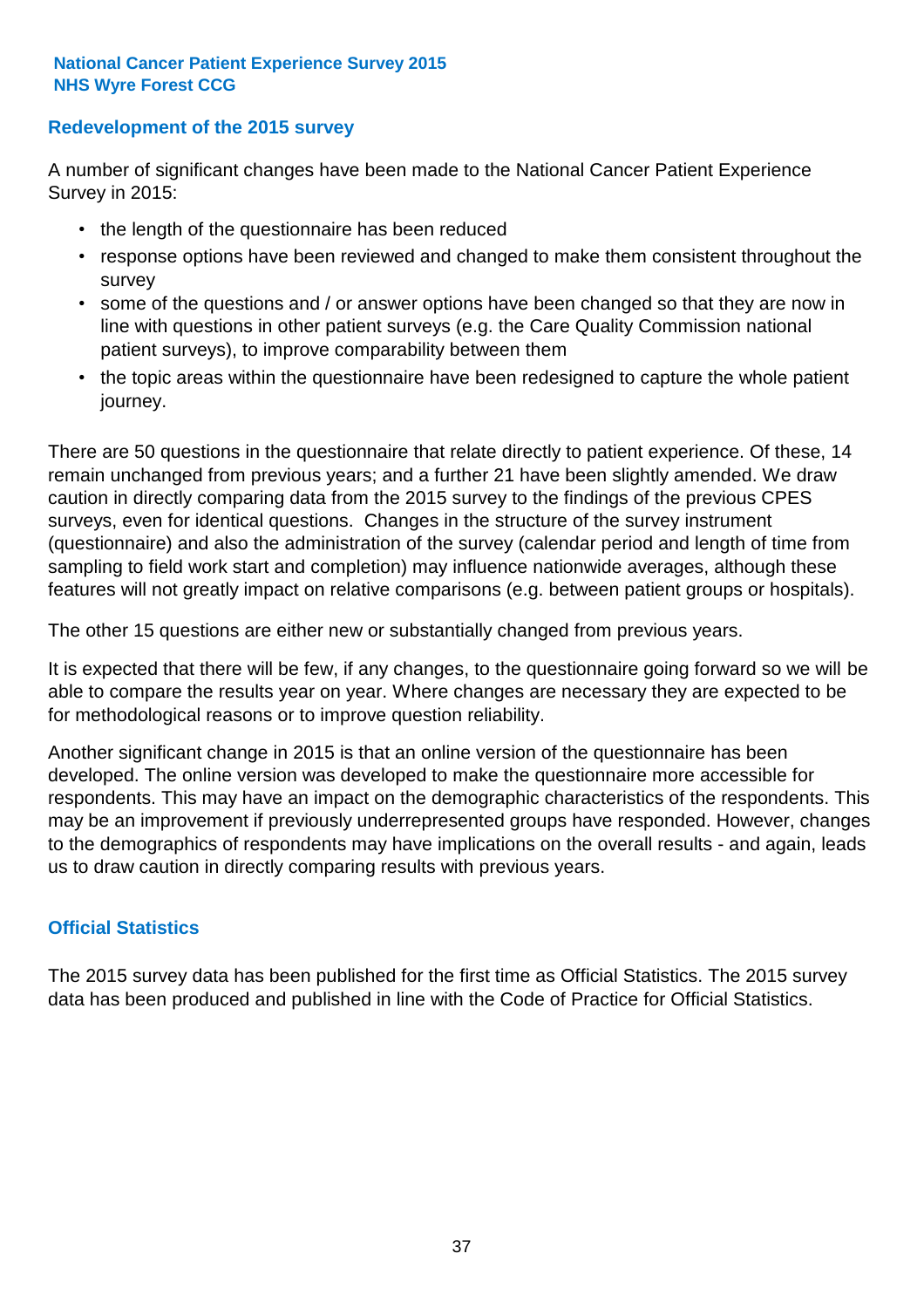## Redevelopment of the 2015 survey

A number of significant changes have been made to the National Cancer Patient Experience Survey in 2015:

- the length of the questionnaire has been reduced
- response options have been reviewed and changed to make them consistent throughout the survey
- some of the questions and / or answer options have been changed so that they are now in line with questions in other patient surveys (e.g. the Care Quality Commission national patient surveys), to improve comparability between them
- the topic areas within the questionnaire have been redesigned to capture the whole patient journey.

There are 50 questions in the questionnaire that relate directly to patient experience. Of these, 14 remain unchanged from previous years; and a further 21 have been slightly amended. We draw caution in directly comparing data from the 2015 survey to the findings of the previous CPES surveys, even for identical questions. Changes in the structure of the survey instrument (questionnaire) and also the administration of the survey (calendar period and length of time from sampling to field work start and completion) may influence nationwide averages, although these features will not greatly impact on relative comparisons (e.g. between patient groups or hospitals).

The other 15 questions are either new or substantially changed from previous years.

It is expected that there will be few, if any changes, to the questionnaire going forward so we will be able to compare the results year on year. Where changes are necessary they are expected to be for methodological reasons or to improve question reliability.

Another significant change in 2015 is that an online version of the questionnaire has been developed. The online version was developed to make the questionnaire more accessible for respondents. This may have an impact on the demographic characteristics of the respondents. This may be an improvement if previously underrepresented groups have responded. However, changes to the demographics of respondents may have implications on the overall results - and again, leads us to draw caution in directly comparing results with previous years.

## Official Statistics

The 2015 survey data has been published for the first time as Official Statistics. The 2015 survey data has been produced and published in line with the Code of Practice for Official Statistics.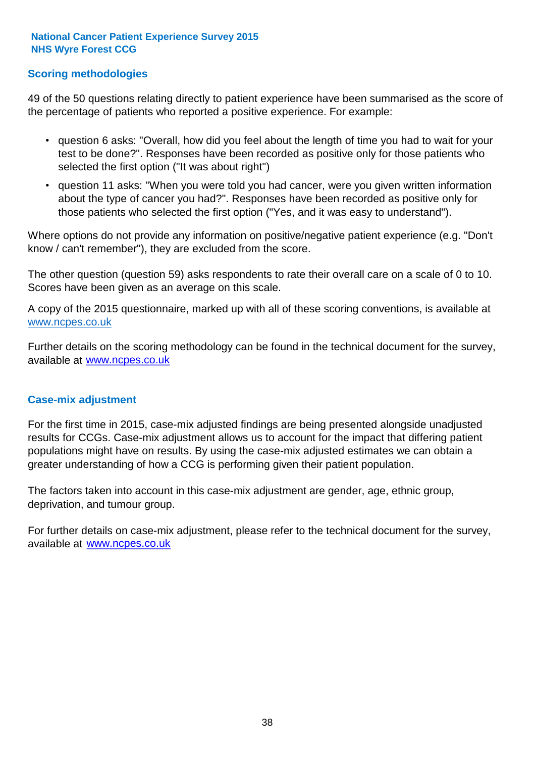## Scoring methodologies

49 of the 50 questions relating directly to patient experience have been summarised as the score of the percentage of patients who reported a positive experience. For example:

- question 6 asks: "Overall, how did you feel about the length of time you had to wait for your test to be done?". Responses have been recorded as positive only for those patients who selected the first option ("It was about right")
- question 11 asks: "When you were told you had cancer, were you given written information about the type of cancer you had?". Responses have been recorded as positive only for those patients who selected the first option ("Yes, and it was easy to understand").

Where options do not provide any information on positive/negative patient experience (e.g. "Don't know / can't remember"), they are excluded from the score.

The other question (question 59) asks respondents to rate their overall care on a scale of 0 to 10. Scores have been given as an average on this scale.

A copy of the 2015 questionnaire, marked up with all of these scoring conventions, is available at www.ncpes.co.uk

Further details on the scoring methodology can be found in the technical document for the survey, available at www.ncpes.co.uk

## Case-mix adjustment

For the first time in 2015, case-mix adjusted findings are being presented alongside unadjusted results for CCGs. Case-mix adjustment allows us to account for the impact that differing patient populations might have on results. By using the case-mix adjusted estimates we can obtain a greater understanding of how a CCG is performing given their patient population.

The factors taken into account in this case-mix adjustment are gender, age, ethnic group, deprivation, and tumour group.

For further details on case-mix adjustment, please refer to the technical document for the survey, available at www.ncpes.co.uk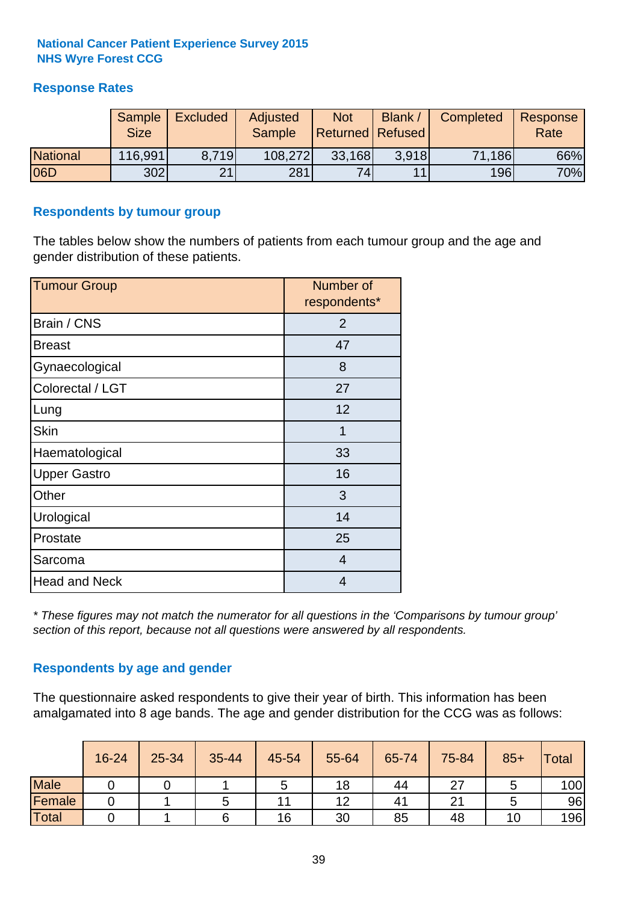**National Cancer Patient Experience Survey 2015**
**NHS Wyre Forest CCG**

## Response Rates

| | Sample Size | Excluded | Adjusted Sample | Not Returned | Blank / Refused | Completed | Response Rate |
|---|---|---|---|---|---|---|---|
| National | 116,991 | 8,719 | 108,272 | 33,168 | 3,918 | 71,186 | 66% |
| 06D | 302 | 21 | 281 | 74 | 11 | 196 | 70% |

## Respondents by tumour group

The tables below show the numbers of patients from each tumour group and the age and gender distribution of these patients.

| Tumour Group | Number of respondents* |
|---|---|
| Brain / CNS | 2 |
| Breast | 47 |
| Gynaecological | 8 |
| Colorectal / LGT | 27 |
| Lung | 12 |
| Skin | 1 |
| Haematological | 33 |
| Upper Gastro | 16 |
| Other | 3 |
| Urological | 14 |
| Prostate | 25 |
| Sarcoma | 4 |
| Head and Neck | 4 |

*\* These figures may not match the numerator for all questions in the 'Comparisons by tumour group' section of this report, because not all questions were answered by all respondents.*

## Respondents by age and gender

The questionnaire asked respondents to give their year of birth. This information has been amalgamated into 8 age bands. The age and gender distribution for the CCG was as follows:

| | 16-24 | 25-34 | 35-44 | 45-54 | 55-64 | 65-74 | 75-84 | 85+ | Total |
|---|---|---|---|---|---|---|---|---|---|
| Male | 0 | 0 | 1 | 5 | 18 | 44 | 27 | 5 | 100 |
| Female | 0 | 1 | 5 | 11 | 12 | 41 | 21 | 5 | 96 |
| Total | 0 | 1 | 6 | 16 | 30 | 85 | 48 | 10 | 196 |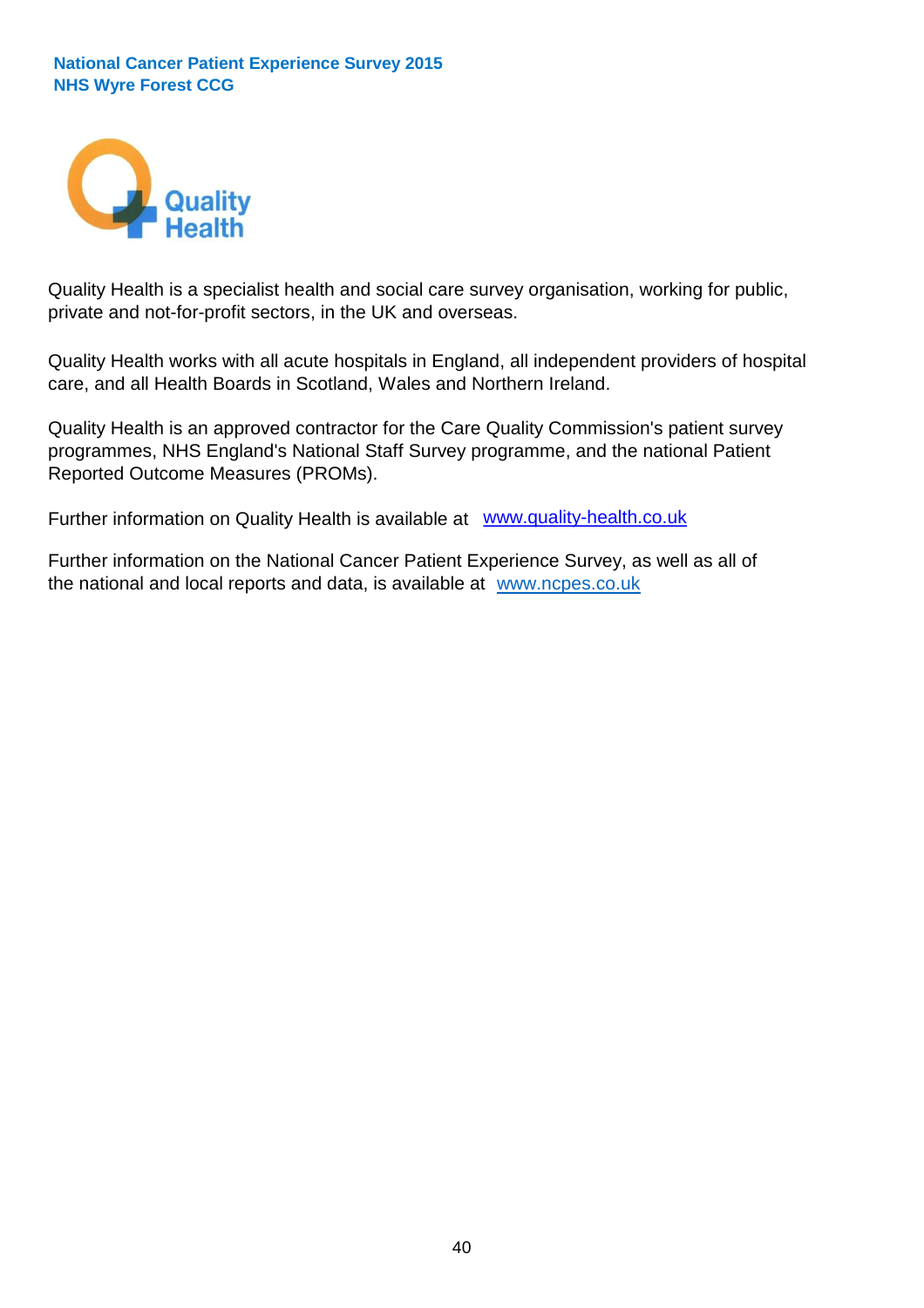**National Cancer Patient Experience Survey 2015**
**NHS Wyre Forest CCG**

Quality Health

Quality Health is a specialist health and social care survey organisation, working for public, private and not-for-profit sectors, in the UK and overseas.

Quality Health works with all acute hospitals in England, all independent providers of hospital care, and all Health Boards in Scotland, Wales and Northern Ireland.

Quality Health is an approved contractor for the Care Quality Commission's patient survey programmes, NHS England's National Staff Survey programme, and the national Patient Reported Outcome Measures (PROMs).

Further information on Quality Health is available at [www.quality-health.co.uk](http://www.quality-health.co.uk)

Further information on the National Cancer Patient Experience Survey, as well as all of the national and local reports and data, is available at [www.ncpes.co.uk](http://www.ncpes.co.uk)